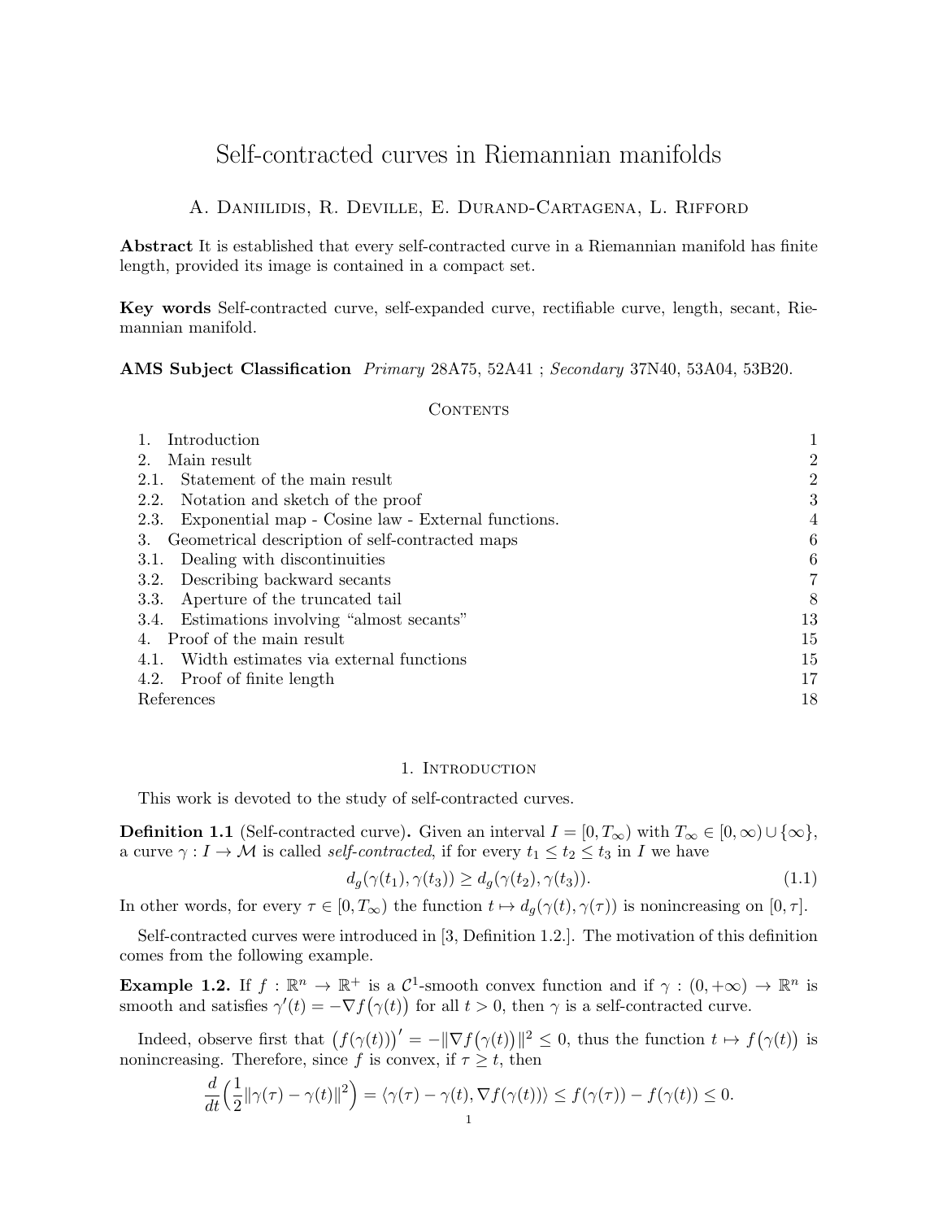# Self-contracted curves in Riemannian manifolds

A. Daniilidis, R. Deville, E. Durand-Cartagena, L. Rifford

**Abstract** It is established that every self-contracted curve in a Riemannian manifold has finite length, provided its image is contained in a compact set.

**Key words** Self-contracted curve, self-expanded curve, rectifiable curve, length, secant, Riemannian manifold.

**AMS Subject Classification** *Primary* 28A75, 52A41 ; *Secondary* 37N40, 53A04, 53B20.

## Contents

| | |
|---|---|
| 1. Introduction | 1 |
| 2. Main result | 2 |
| 2.1. Statement of the main result | 2 |
| 2.2. Notation and sketch of the proof | 3 |
| 2.3. Exponential map - Cosine law - External functions. | 4 |
| 3. Geometrical description of self-contracted maps | 6 |
| 3.1. Dealing with discontinuities | 6 |
| 3.2. Describing backward secants | 7 |
| 3.3. Aperture of the truncated tail | 8 |
| 3.4. Estimations involving "almost secants" | 13 |
| 4. Proof of the main result | 15 |
| 4.1. Width estimates via external functions | 15 |
| 4.2. Proof of finite length | 17 |
| References | 18 |

## 1. Introduction

This work is devoted to the study of self-contracted curves.

**Definition 1.1** (Self-contracted curve)**.** Given an interval $I = [0, T_\infty)$ with $T_\infty \in [0, \infty) \cup \{\infty\}$, a curve $\gamma : I \to \mathcal{M}$ is called *self-contracted*, if for every $t_1 \leq t_2 \leq t_3$ in $I$ we have

$$d_g(\gamma(t_1), \gamma(t_3)) \geq d_g(\gamma(t_2), \gamma(t_3)). \tag{1.1}$$

In other words, for every $\tau \in [0, T_\infty)$ the function $t \mapsto d_g(\gamma(t), \gamma(\tau))$ is nonincreasing on $[0, \tau]$.

Self-contracted curves were introduced in [3, Definition 1.2.]. The motivation of this definition comes from the following example.

**Example 1.2.** If $f : \mathbb{R}^n \to \mathbb{R}^+$ is a $\mathcal{C}^1$-smooth convex function and if $\gamma : (0, +\infty) \to \mathbb{R}^n$ is smooth and satisfies $\gamma'(t) = -\nabla f\big(\gamma(t)\big)$ for all $t > 0$, then $\gamma$ is a self-contracted curve.

Indeed, observe first that $\big(f(\gamma(t))\big)' = -\|\nabla f\big(\gamma(t)\big)\|^2 \leq 0$, thus the function $t \mapsto f\big(\gamma(t)\big)$ is nonincreasing. Therefore, since $f$ is convex, if $\tau \geq t$, then

$$\frac{d}{dt}\Big(\frac{1}{2}\|\gamma(\tau) - \gamma(t)\|^2\Big) = \langle \gamma(\tau) - \gamma(t), \nabla f(\gamma(t)) \rangle \leq f(\gamma(\tau)) - f(\gamma(t)) \leq 0.$$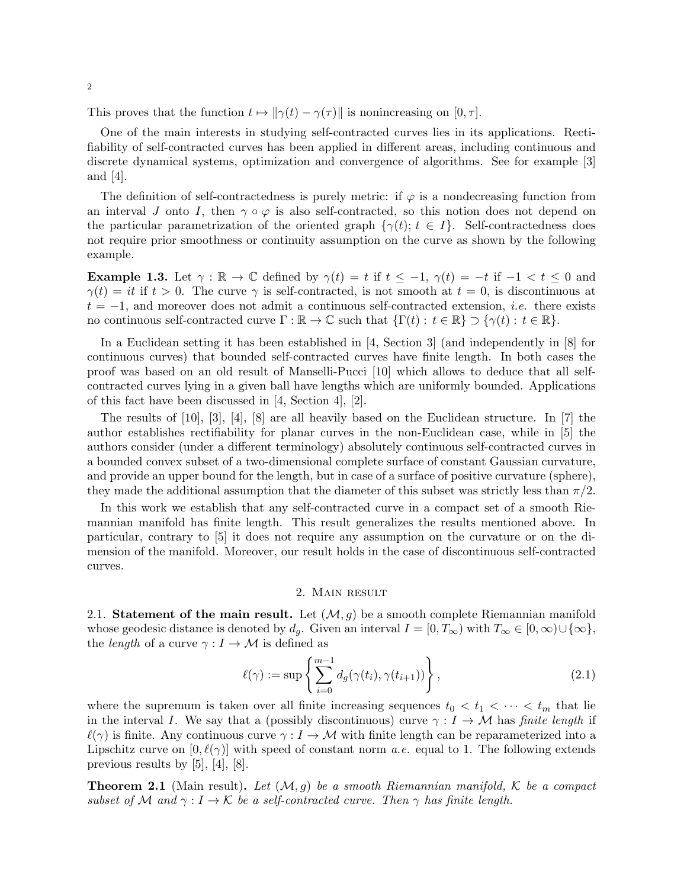This proves that the function $t \mapsto \|\gamma(t) - \gamma(\tau)\|$ is nonincreasing on $[0, \tau]$.

One of the main interests in studying self-contracted curves lies in its applications. Rectifiability of self-contracted curves has been applied in different areas, including continuous and discrete dynamical systems, optimization and convergence of algorithms. See for example [3] and [4].

The definition of self-contractedness is purely metric: if $\varphi$ is a nondecreasing function from an interval $J$ onto $I$, then $\gamma \circ \varphi$ is also self-contracted, so this notion does not depend on the particular parametrization of the oriented graph $\{\gamma(t);\, t \in I\}$. Self-contractedness does not require prior smoothness or continuity assumption on the curve as shown by the following example.

**Example 1.3.** Let $\gamma : \mathbb{R} \to \mathbb{C}$ defined by $\gamma(t) = t$ if $t \leq -1$, $\gamma(t) = -t$ if $-1 < t \leq 0$ and $\gamma(t) = it$ if $t > 0$. The curve $\gamma$ is self-contracted, is not smooth at $t = 0$, is discontinuous at $t = -1$, and moreover does not admit a continuous self-contracted extension, *i.e.* there exists no continuous self-contracted curve $\Gamma : \mathbb{R} \to \mathbb{C}$ such that $\{\Gamma(t) : t \in \mathbb{R}\} \supset \{\gamma(t) : t \in \mathbb{R}\}$.

In a Euclidean setting it has been established in [4, Section 3] (and independently in [8] for continuous curves) that bounded self-contracted curves have finite length. In both cases the proof was based on an old result of Manselli-Pucci [10] which allows to deduce that all self-contracted curves lying in a given ball have lengths which are uniformly bounded. Applications of this fact have been discussed in [4, Section 4], [2].

The results of [10], [3], [4], [8] are all heavily based on the Euclidean structure. In [7] the author establishes rectifiability for planar curves in the non-Euclidean case, while in [5] the authors consider (under a different terminology) absolutely continuous self-contracted curves in a bounded convex subset of a two-dimensional complete surface of constant Gaussian curvature, and provide an upper bound for the length, but in case of a surface of positive curvature (sphere), they made the additional assumption that the diameter of this subset was strictly less than $\pi/2$.

In this work we establish that any self-contracted curve in a compact set of a smooth Riemannian manifold has finite length. This result generalizes the results mentioned above. In particular, contrary to [5] it does not require any assumption on the curvature or on the dimension of the manifold. Moreover, our result holds in the case of discontinuous self-contracted curves.

## 2. Main result

2.1. **Statement of the main result.** Let $(\mathcal{M}, g)$ be a smooth complete Riemannian manifold whose geodesic distance is denoted by $d_g$. Given an interval $I = [0, T_\infty)$ with $T_\infty \in [0, \infty) \cup \{\infty\}$, the *length* of a curve $\gamma : I \to \mathcal{M}$ is defined as

$$\ell(\gamma) := \sup \left\{ \sum_{i=0}^{m-1} d_g(\gamma(t_i), \gamma(t_{i+1})) \right\}, \tag{2.1}$$

where the supremum is taken over all finite increasing sequences $t_0 < t_1 < \cdots < t_m$ that lie in the interval $I$. We say that a (possibly discontinuous) curve $\gamma : I \to \mathcal{M}$ has *finite length* if $\ell(\gamma)$ is finite. Any continuous curve $\gamma : I \to \mathcal{M}$ with finite length can be reparameterized into a Lipschitz curve on $[0, \ell(\gamma)]$ with speed of constant norm *a.e.* equal to 1. The following extends previous results by [5], [4], [8].

**Theorem 2.1** (Main result)**.** *Let $(\mathcal{M}, g)$ be a smooth Riemannian manifold, $\mathcal{K}$ be a compact subset of $\mathcal{M}$ and $\gamma : I \to \mathcal{K}$ be a self-contracted curve. Then $\gamma$ has finite length.*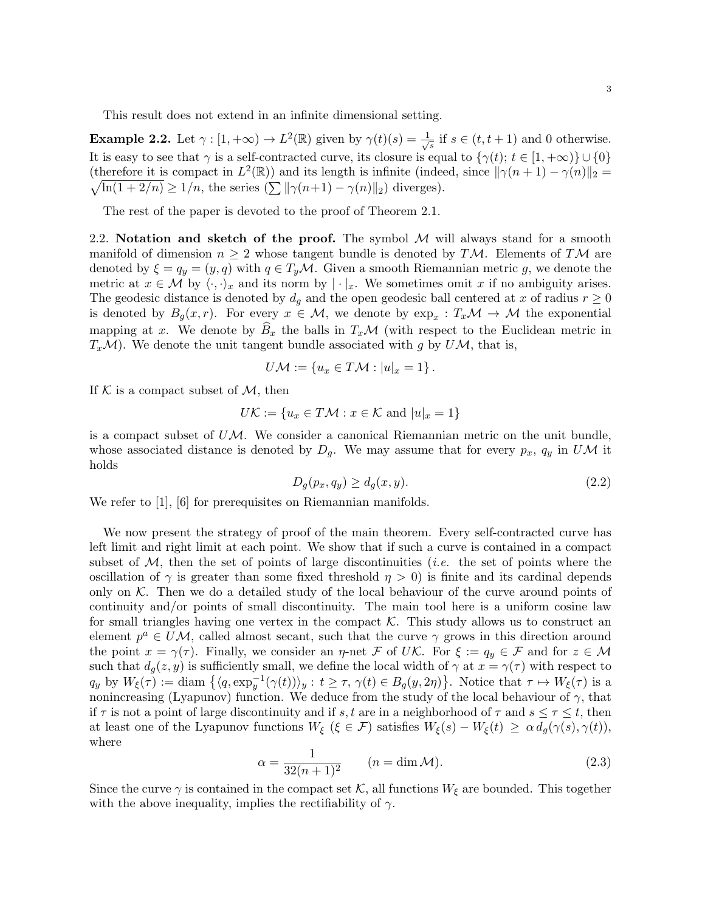This result does not extend in an infinite dimensional setting.

**Example 2.2.** Let $\gamma : [1, +\infty) \to L^2(\mathbb{R})$ given by $\gamma(t)(s) = \frac{1}{\sqrt{s}}$ if $s \in (t, t+1)$ and 0 otherwise. It is easy to see that $\gamma$ is a self-contracted curve, its closure is equal to $\{\gamma(t);\, t \in [1, +\infty)\} \cup \{0\}$ (therefore it is compact in $L^2(\mathbb{R})$) and its length is infinite (indeed, since $\|\gamma(n+1) - \gamma(n)\|_2 = \sqrt{\ln(1 + 2/n)} \geq 1/n$, the series $(\sum \|\gamma(n+1) - \gamma(n)\|_2)$ diverges).

The rest of the paper is devoted to the proof of Theorem 2.1.

2.2. **Notation and sketch of the proof.** The symbol $\mathcal{M}$ will always stand for a smooth manifold of dimension $n \geq 2$ whose tangent bundle is denoted by $T\mathcal{M}$. Elements of $T\mathcal{M}$ are denoted by $\xi = q_y = (y, q)$ with $q \in T_y\mathcal{M}$. Given a smooth Riemannian metric $g$, we denote the metric at $x \in \mathcal{M}$ by $\langle \cdot, \cdot \rangle_x$ and its norm by $|\cdot|_x$. We sometimes omit $x$ if no ambiguity arises. The geodesic distance is denoted by $d_g$ and the open geodesic ball centered at $x$ of radius $r \geq 0$ is denoted by $B_g(x, r)$. For every $x \in \mathcal{M}$, we denote by $\exp_x : T_x\mathcal{M} \to \mathcal{M}$ the exponential mapping at $x$. We denote by $\widehat{B}_x$ the balls in $T_x\mathcal{M}$ (with respect to the Euclidean metric in $T_x\mathcal{M}$). We denote the unit tangent bundle associated with $g$ by $U\mathcal{M}$, that is,

$$U\mathcal{M} := \{u_x \in T\mathcal{M} : |u|_x = 1\}.$$

If $\mathcal{K}$ is a compact subset of $\mathcal{M}$, then

$$U\mathcal{K} := \{u_x \in T\mathcal{M} : x \in \mathcal{K} \text{ and } |u|_x = 1\}$$

is a compact subset of $U\mathcal{M}$. We consider a canonical Riemannian metric on the unit bundle, whose associated distance is denoted by $D_g$. We may assume that for every $p_x$, $q_y$ in $U\mathcal{M}$ it holds

$$D_g(p_x, q_y) \geq d_g(x, y). \tag{2.2}$$

We refer to [1], [6] for prerequisites on Riemannian manifolds.

We now present the strategy of proof of the main theorem. Every self-contracted curve has left limit and right limit at each point. We show that if such a curve is contained in a compact subset of $\mathcal{M}$, then the set of points of large discontinuities (*i.e.* the set of points where the oscillation of $\gamma$ is greater than some fixed threshold $\eta > 0$) is finite and its cardinal depends only on $\mathcal{K}$. Then we do a detailed study of the local behaviour of the curve around points of continuity and/or points of small discontinuity. The main tool here is a uniform cosine law for small triangles having one vertex in the compact $\mathcal{K}$. This study allows us to construct an element $p^a \in U\mathcal{M}$, called almost secant, such that the curve $\gamma$ grows in this direction around the point $x = \gamma(\tau)$. Finally, we consider an $\eta$-net $\mathcal{F}$ of $U\mathcal{K}$. For $\xi := q_y \in \mathcal{F}$ and for $z \in \mathcal{M}$ such that $d_g(z, y)$ is sufficiently small, we define the local width of $\gamma$ at $x = \gamma(\tau)$ with respect to $q_y$ by $W_\xi(\tau) := \operatorname{diam}\left\{\langle q, \exp_y^{-1}(\gamma(t))\rangle_y : t \geq \tau,\, \gamma(t) \in B_g(y, 2\eta)\right\}$. Notice that $\tau \mapsto W_\xi(\tau)$ is a nonincreasing (Lyapunov) function. We deduce from the study of the local behaviour of $\gamma$, that if $\tau$ is not a point of large discontinuity and if $s, t$ are in a neighborhood of $\tau$ and $s \leq \tau \leq t$, then at least one of the Lyapunov functions $W_\xi$ ($\xi \in \mathcal{F}$) satisfies $W_\xi(s) - W_\xi(t) \geq \alpha\, d_g(\gamma(s), \gamma(t))$, where

$$\alpha = \frac{1}{32(n+1)^2} \qquad (n = \dim \mathcal{M}). \tag{2.3}$$

Since the curve $\gamma$ is contained in the compact set $\mathcal{K}$, all functions $W_\xi$ are bounded. This together with the above inequality, implies the rectifiability of $\gamma$.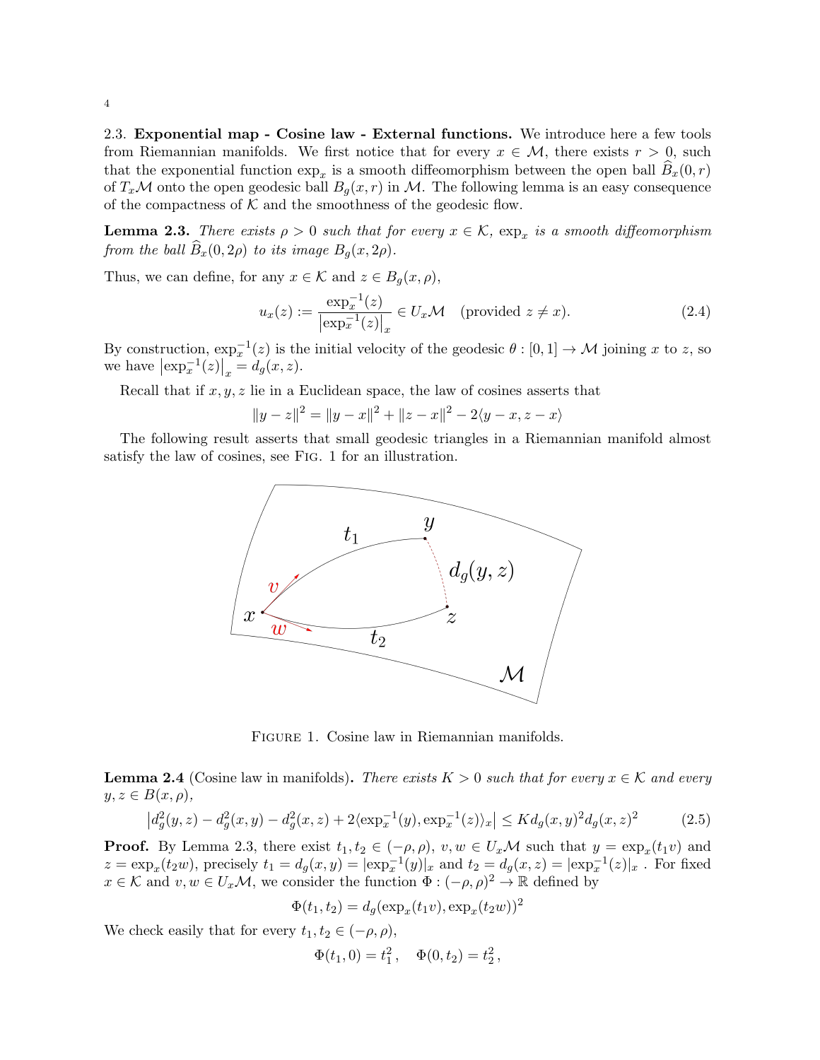2.3. **Exponential map - Cosine law - External functions.** We introduce here a few tools from Riemannian manifolds. We first notice that for every $x \in \mathcal{M}$, there exists $r > 0$, such that the exponential function $\exp_x$ is a smooth diffeomorphism between the open ball $\widehat{B}_x(0,r)$ of $T_x\mathcal{M}$ onto the open geodesic ball $B_g(x,r)$ in $\mathcal{M}$. The following lemma is an easy consequence of the compactness of $\mathcal{K}$ and the smoothness of the geodesic flow.

**Lemma 2.3.** *There exists $\rho > 0$ such that for every $x \in \mathcal{K}$, $\exp_x$ is a smooth diffeomorphism from the ball $\widehat{B}_x(0,2\rho)$ to its image $B_g(x,2\rho)$.*

Thus, we can define, for any $x \in \mathcal{K}$ and $z \in B_g(x,\rho)$,

$$u_x(z) := \frac{\exp_x^{-1}(z)}{\left|\exp_x^{-1}(z)\right|_x} \in U_x\mathcal{M} \quad \text{(provided } z \neq x\text{)}. \tag{2.4}$$

By construction, $\exp_x^{-1}(z)$ is the initial velocity of the geodesic $\theta : [0,1] \to \mathcal{M}$ joining $x$ to $z$, so we have $\left|\exp_x^{-1}(z)\right|_x = d_g(x,z)$.

Recall that if $x, y, z$ lie in a Euclidean space, the law of cosines asserts that

$$\|y-z\|^2 = \|y-x\|^2 + \|z-x\|^2 - 2\langle y-x, z-x\rangle$$

The following result asserts that small geodesic triangles in a Riemannian manifold almost satisfy the law of cosines, see Fig. 1 for an illustration.

Figure 1. Cosine law in Riemannian manifolds.

**Lemma 2.4** (Cosine law in manifolds)**.** *There exists $K > 0$ such that for every $x \in \mathcal{K}$ and every $y, z \in B(x,\rho)$,*

$$\left|d_g^2(y,z) - d_g^2(x,y) - d_g^2(x,z) + 2\langle \exp_x^{-1}(y), \exp_x^{-1}(z)\rangle_x\right| \leq K d_g(x,y)^2 d_g(x,z)^2 \tag{2.5}$$

**Proof.** By Lemma 2.3, there exist $t_1, t_2 \in (-\rho,\rho)$, $v, w \in U_x\mathcal{M}$ such that $y = \exp_x(t_1 v)$ and $z = \exp_x(t_2 w)$, precisely $t_1 = d_g(x,y) = |\exp_x^{-1}(y)|_x$ and $t_2 = d_g(x,z) = |\exp_x^{-1}(z)|_x$ . For fixed $x \in \mathcal{K}$ and $v, w \in U_x\mathcal{M}$, we consider the function $\Phi : (-\rho,\rho)^2 \to \mathbb{R}$ defined by

$$\Phi(t_1,t_2) = d_g(\exp_x(t_1 v), \exp_x(t_2 w))^2$$

We check easily that for every $t_1, t_2 \in (-\rho,\rho)$,

$$\Phi(t_1,0) = t_1^2\,, \quad \Phi(0,t_2) = t_2^2\,,$$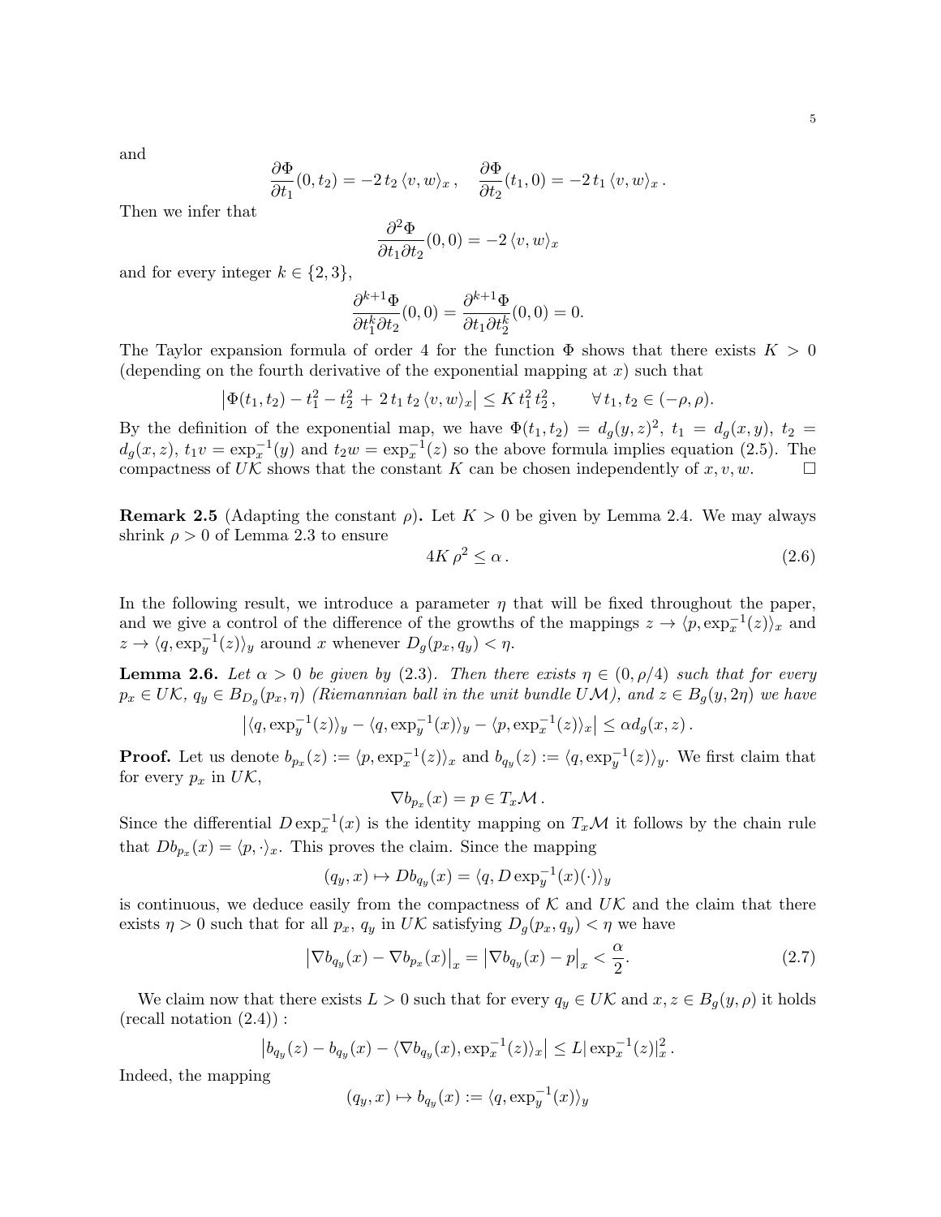and

$$\frac{\partial \Phi}{\partial t_1}(0, t_2) = -2\, t_2\, \langle v, w\rangle_x\,, \quad \frac{\partial \Phi}{\partial t_2}(t_1, 0) = -2\, t_1\, \langle v, w\rangle_x\,.$$

Then we infer that

$$\frac{\partial^2 \Phi}{\partial t_1 \partial t_2}(0,0) = -2\, \langle v, w\rangle_x$$

and for every integer $k \in \{2, 3\}$,

$$\frac{\partial^{k+1} \Phi}{\partial t_1^k \partial t_2}(0,0) = \frac{\partial^{k+1} \Phi}{\partial t_1 \partial t_2^k}(0,0) = 0.$$

The Taylor expansion formula of order 4 for the function $\Phi$ shows that there exists $K > 0$ (depending on the fourth derivative of the exponential mapping at $x$) such that

$$\left|\Phi(t_1, t_2) - t_1^2 - t_2^2 + 2\, t_1\, t_2\, \langle v, w\rangle_x\right| \leq K\, t_1^2\, t_2^2\,, \qquad \forall\, t_1, t_2 \in (-\rho, \rho).$$

By the definition of the exponential map, we have $\Phi(t_1, t_2) = d_g(y, z)^2$, $t_1 = d_g(x, y)$, $t_2 = d_g(x, z)$, $t_1 v = \exp_x^{-1}(y)$ and $t_2 w = \exp_x^{-1}(z)$ so the above formula implies equation (2.5). The compactness of $U\mathcal{K}$ shows that the constant $K$ can be chosen independently of $x, v, w$. $\square$

**Remark 2.5** (Adapting the constant $\rho$)**.** Let $K > 0$ be given by Lemma 2.4. We may always shrink $\rho > 0$ of Lemma 2.3 to ensure

$$4K\, \rho^2 \leq \alpha\,. \tag{2.6}$$

In the following result, we introduce a parameter $\eta$ that will be fixed throughout the paper, and we give a control of the difference of the growths of the mappings $z \to \langle p, \exp_x^{-1}(z)\rangle_x$ and $z \to \langle q, \exp_y^{-1}(z)\rangle_y$ around $x$ whenever $D_g(p_x, q_y) < \eta$.

**Lemma 2.6.** *Let $\alpha > 0$ be given by (2.3). Then there exists $\eta \in (0, \rho/4)$ such that for every $p_x \in U\mathcal{K}$, $q_y \in B_{D_g}(p_x, \eta)$ (Riemannian ball in the unit bundle $U\mathcal{M}$), and $z \in B_g(y, 2\eta)$ we have*

$$\left|\langle q, \exp_y^{-1}(z)\rangle_y - \langle q, \exp_y^{-1}(x)\rangle_y - \langle p, \exp_x^{-1}(z)\rangle_x\right| \leq \alpha d_g(x, z)\,.$$

**Proof.** Let us denote $b_{p_x}(z) := \langle p, \exp_x^{-1}(z)\rangle_x$ and $b_{q_y}(z) := \langle q, \exp_y^{-1}(z)\rangle_y$. We first claim that for every $p_x$ in $U\mathcal{K}$,

$$\nabla b_{p_x}(x) = p \in T_x\mathcal{M}\,.$$

Since the differential $D\exp_x^{-1}(x)$ is the identity mapping on $T_x\mathcal{M}$ it follows by the chain rule that $Db_{p_x}(x) = \langle p, \cdot\rangle_x$. This proves the claim. Since the mapping

$$(q_y, x) \mapsto Db_{q_y}(x) = \langle q, D\exp_y^{-1}(x)(\cdot)\rangle_y$$

is continuous, we deduce easily from the compactness of $\mathcal{K}$ and $U\mathcal{K}$ and the claim that there exists $\eta > 0$ such that for all $p_x$, $q_y$ in $U\mathcal{K}$ satisfying $D_g(p_x, q_y) < \eta$ we have

$$\left|\nabla b_{q_y}(x) - \nabla b_{p_x}(x)\right|_x = \left|\nabla b_{q_y}(x) - p\right|_x < \frac{\alpha}{2}. \tag{2.7}$$

We claim now that there exists $L > 0$ such that for every $q_y \in U\mathcal{K}$ and $x, z \in B_g(y, \rho)$ it holds (recall notation (2.4)) :

$$\left|b_{q_y}(z) - b_{q_y}(x) - \langle \nabla b_{q_y}(x), \exp_x^{-1}(z)\rangle_x\right| \leq L|\exp_x^{-1}(z)|_x^2\,.$$

Indeed, the mapping

$$(q_y, x) \mapsto b_{q_y}(x) := \langle q, \exp_y^{-1}(x)\rangle_y$$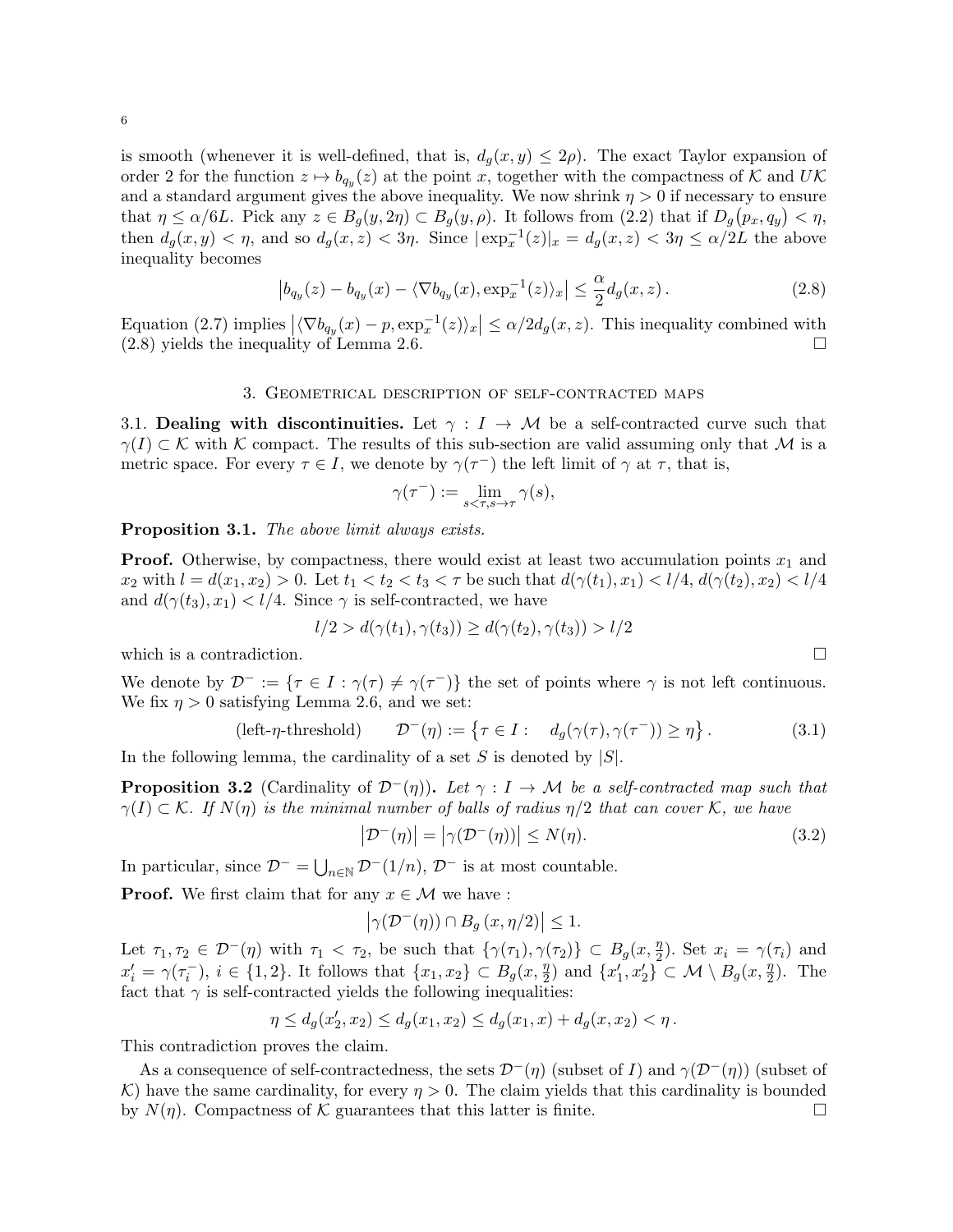is smooth (whenever it is well-defined, that is, $d_g(x,y) \leq 2\rho$). The exact Taylor expansion of order 2 for the function $z \mapsto b_{q_y}(z)$ at the point $x$, together with the compactness of $\mathcal{K}$ and $U\mathcal{K}$ and a standard argument gives the above inequality. We now shrink $\eta > 0$ if necessary to ensure that $\eta \leq \alpha/6L$. Pick any $z \in B_g(y, 2\eta) \subset B_g(y,\rho)$. It follows from (2.2) that if $D_g\big(p_x, q_y\big) < \eta$, then $d_g(x,y) < \eta$, and so $d_g(x,z) < 3\eta$. Since $|\exp_x^{-1}(z)|_x = d_g(x,z) < 3\eta \leq \alpha/2L$ the above inequality becomes

$$\left| b_{q_y}(z) - b_{q_y}(x) - \langle \nabla b_{q_y}(x), \exp_x^{-1}(z)\rangle_x \right| \leq \frac{\alpha}{2} d_g(x,z)\,. \tag{2.8}$$

Equation (2.7) implies $\left|\langle \nabla b_{q_y}(x) - p, \exp_x^{-1}(z)\rangle_x\right| \leq \alpha/2 d_g(x,z)$. This inequality combined with (2.8) yields the inequality of Lemma 2.6. □

## 3. Geometrical description of self-contracted maps

**3.1. Dealing with discontinuities.** Let $\gamma : I \to \mathcal{M}$ be a self-contracted curve such that $\gamma(I) \subset \mathcal{K}$ with $\mathcal{K}$ compact. The results of this sub-section are valid assuming only that $\mathcal{M}$ is a metric space. For every $\tau \in I$, we denote by $\gamma(\tau^-)$ the left limit of $\gamma$ at $\tau$, that is,

$$\gamma(\tau^-) := \lim_{s<\tau, s\to\tau} \gamma(s),$$

**Proposition 3.1.** *The above limit always exists.*

**Proof.** Otherwise, by compactness, there would exist at least two accumulation points $x_1$ and $x_2$ with $l = d(x_1,x_2) > 0$. Let $t_1 < t_2 < t_3 < \tau$ be such that $d(\gamma(t_1), x_1) < l/4$, $d(\gamma(t_2), x_2) < l/4$ and $d(\gamma(t_3), x_1) < l/4$. Since $\gamma$ is self-contracted, we have

$$l/2 > d(\gamma(t_1), \gamma(t_3)) \geq d(\gamma(t_2), \gamma(t_3)) > l/2$$

which is a contradiction. □

We denote by $\mathcal{D}^- := \{\tau \in I : \gamma(\tau) \neq \gamma(\tau^-)\}$ the set of points where $\gamma$ is not left continuous. We fix $\eta > 0$ satisfying Lemma 2.6, and we set:

$$\text{(left-}\eta\text{-threshold)} \qquad \mathcal{D}^-(\eta) := \left\{\tau \in I : \quad d_g(\gamma(\tau), \gamma(\tau^-)) \geq \eta\right\}. \tag{3.1}$$

In the following lemma, the cardinality of a set $S$ is denoted by $|S|$.

**Proposition 3.2** (Cardinality of $\mathcal{D}^-(\eta)$)**.** *Let $\gamma : I \to \mathcal{M}$ be a self-contracted map such that $\gamma(I) \subset \mathcal{K}$. If $N(\eta)$ is the minimal number of balls of radius $\eta/2$ that can cover $\mathcal{K}$, we have*

$$\left|\mathcal{D}^-(\eta)\right| = \left|\gamma(\mathcal{D}^-(\eta))\right| \leq N(\eta). \tag{3.2}$$

In particular, since $\mathcal{D}^- = \bigcup_{n\in\mathbb{N}} \mathcal{D}^-(1/n)$, $\mathcal{D}^-$ is at most countable.

**Proof.** We first claim that for any $x \in \mathcal{M}$ we have :

$$\left|\gamma(\mathcal{D}^-(\eta)) \cap B_g\left(x, \eta/2\right)\right| \leq 1.$$

Let $\tau_1, \tau_2 \in \mathcal{D}^-(\eta)$ with $\tau_1 < \tau_2$, be such that $\{\gamma(\tau_1), \gamma(\tau_2)\} \subset B_g(x, \frac{\eta}{2})$. Set $x_i = \gamma(\tau_i)$ and $x_i' = \gamma(\tau_i^-)$, $i \in \{1,2\}$. It follows that $\{x_1, x_2\} \subset B_g(x, \frac{\eta}{2})$ and $\{x_1', x_2'\} \subset \mathcal{M} \setminus B_g(x, \frac{\eta}{2})$. The fact that $\gamma$ is self-contracted yields the following inequalities:

$$\eta \leq d_g(x_2', x_2) \leq d_g(x_1, x_2) \leq d_g(x_1, x) + d_g(x, x_2) < \eta\,.$$

This contradiction proves the claim.

As a consequence of self-contractedness, the sets $\mathcal{D}^-(\eta)$ (subset of $I$) and $\gamma(\mathcal{D}^-(\eta))$ (subset of $\mathcal{K}$) have the same cardinality, for every $\eta > 0$. The claim yields that this cardinality is bounded by $N(\eta)$. Compactness of $\mathcal{K}$ guarantees that this latter is finite. □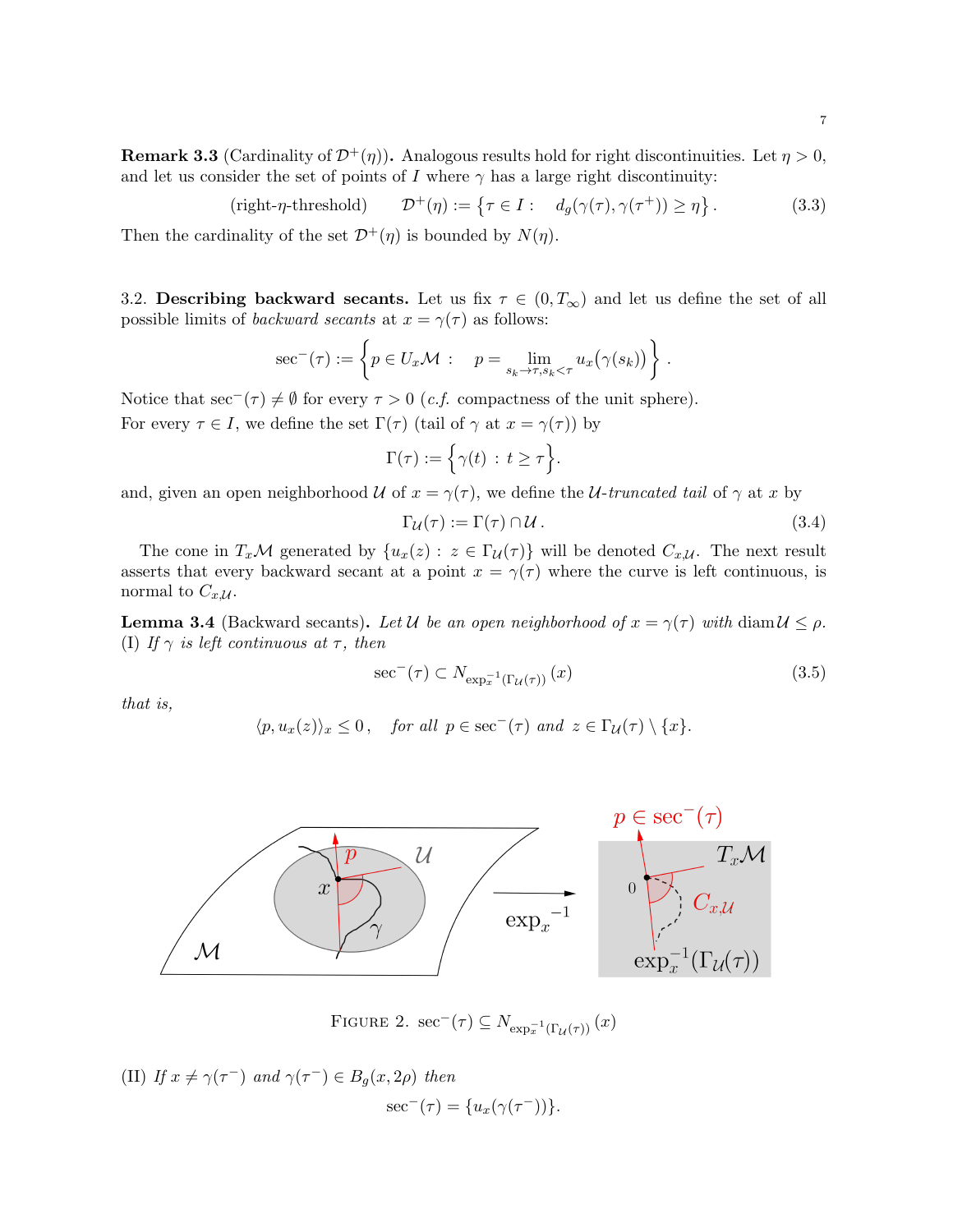**Remark 3.3** (Cardinality of $\mathcal{D}^+(\eta)$)**.** Analogous results hold for right discontinuities. Let $\eta > 0$, and let us consider the set of points of $I$ where $\gamma$ has a large right discontinuity:

$$\text{(right-}\eta\text{-threshold)} \qquad \mathcal{D}^+(\eta) := \big\{\tau \in I : \quad d_g(\gamma(\tau), \gamma(\tau^+)) \geq \eta\big\}. \tag{3.3}$$

Then the cardinality of the set $\mathcal{D}^+(\eta)$ is bounded by $N(\eta)$.

3.2. **Describing backward secants.** Let us fix $\tau \in (0, T_\infty)$ and let us define the set of all possible limits of *backward secants* at $x = \gamma(\tau)$ as follows:

$$\sec^-(\tau) := \left\{ p \in U_x\mathcal{M} : \quad p = \lim_{s_k \to \tau, s_k < \tau} u_x\big(\gamma(s_k)\big) \right\}.$$

Notice that $\sec^-(\tau) \neq \emptyset$ for every $\tau > 0$ (*c.f.* compactness of the unit sphere).
For every $\tau \in I$, we define the set $\Gamma(\tau)$ (tail of $\gamma$ at $x = \gamma(\tau)$) by

$$\Gamma(\tau) := \Big\{\gamma(t) \, : \, t \geq \tau\Big\}.$$

and, given an open neighborhood $\mathcal{U}$ of $x = \gamma(\tau)$, we define the $\mathcal{U}$*-truncated tail* of $\gamma$ at $x$ by

$$\Gamma_{\mathcal{U}}(\tau) := \Gamma(\tau) \cap \mathcal{U}. \tag{3.4}$$

The cone in $T_x\mathcal{M}$ generated by $\{u_x(z) : z \in \Gamma_{\mathcal{U}}(\tau)\}$ will be denoted $C_{x,\mathcal{U}}$. The next result asserts that every backward secant at a point $x = \gamma(\tau)$ where the curve is left continuous, is normal to $C_{x,\mathcal{U}}$.

**Lemma 3.4** (Backward secants)**.** *Let $\mathcal{U}$ be an open neighborhood of $x = \gamma(\tau)$ with $\operatorname{diam}\mathcal{U} \leq \rho$.*
(I) *If $\gamma$ is left continuous at $\tau$, then*

$$\sec^-(\tau) \subset N_{\exp_x^{-1}(\Gamma_{\mathcal{U}}(\tau))}(x) \tag{3.5}$$

*that is,*

$$\langle p, u_x(z)\rangle_x \leq 0, \quad \textit{for all } p \in \sec^-(\tau) \textit{ and } z \in \Gamma_{\mathcal{U}}(\tau) \setminus \{x\}.$$

Figure 2. $\sec^-(\tau) \subseteq N_{\exp_x^{-1}(\Gamma_{\mathcal{U}}(\tau))}(x)$

(II) *If $x \neq \gamma(\tau^-)$ and $\gamma(\tau^-) \in B_g(x, 2\rho)$ then*

$$\sec^-(\tau) = \{u_x(\gamma(\tau^-))\}.$$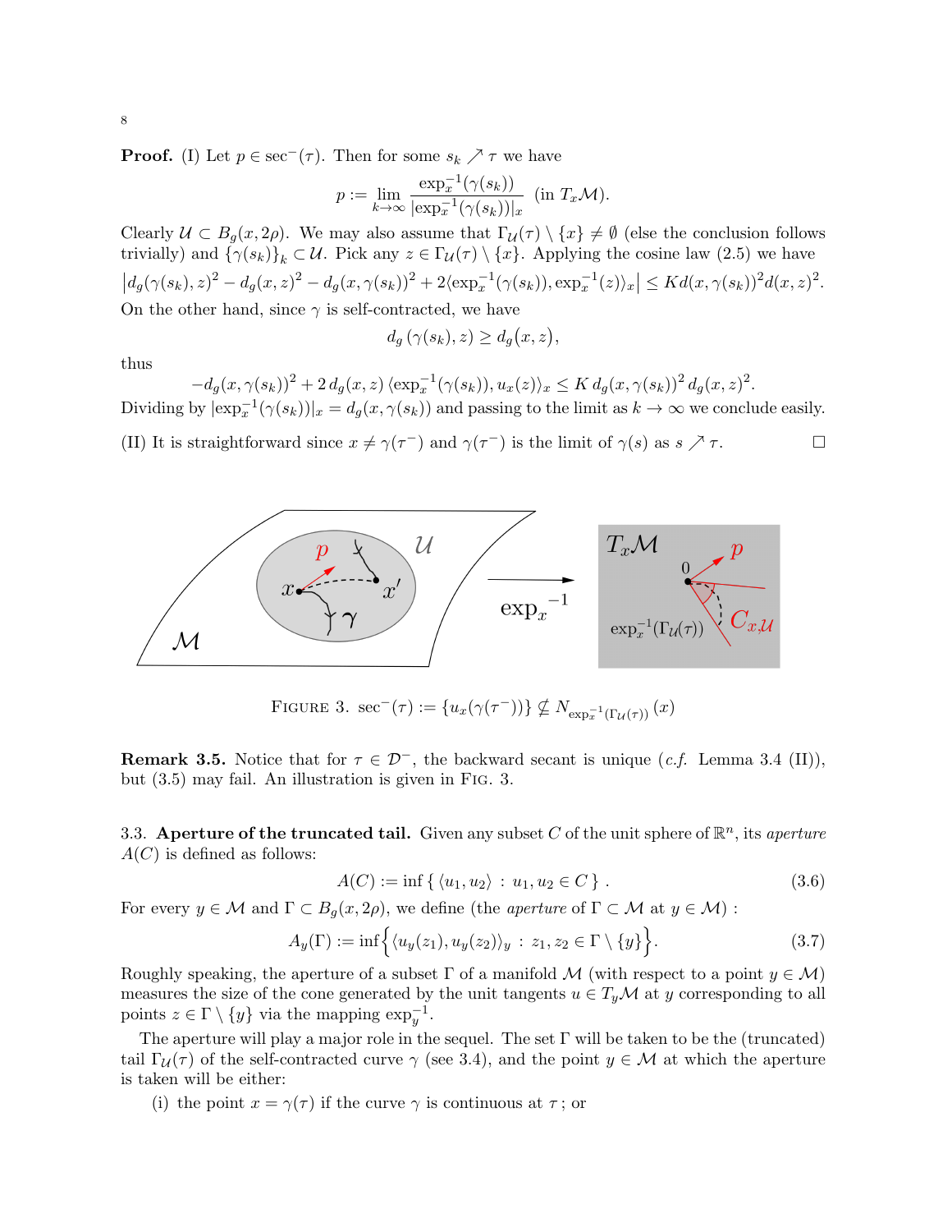**Proof.** (I) Let $p \in \sec^{-}(\tau)$. Then for some $s_k \nearrow \tau$ we have

$$p := \lim_{k\to\infty} \frac{\exp_x^{-1}(\gamma(s_k))}{|\exp_x^{-1}(\gamma(s_k))|_x} \;\; \text{(in } T_x\mathcal{M}).$$

Clearly $\mathcal{U} \subset B_g(x, 2\rho)$. We may also assume that $\Gamma_{\mathcal{U}}(\tau) \setminus \{x\} \neq \emptyset$ (else the conclusion follows trivially) and $\{\gamma(s_k)\}_k \subset \mathcal{U}$. Pick any $z \in \Gamma_{\mathcal{U}}(\tau) \setminus \{x\}$. Applying the cosine law (2.5) we have

$$\left| d_g(\gamma(s_k), z)^2 - d_g(x,z)^2 - d_g(x, \gamma(s_k))^2 + 2\langle \exp_x^{-1}(\gamma(s_k)), \exp_x^{-1}(z)\rangle_x \right| \leq K d(x, \gamma(s_k))^2 d(x,z)^2.$$

On the other hand, since $\gamma$ is self-contracted, we have

$$d_g\left(\gamma(s_k), z\right) \geq d_g\big(x, z\big),$$

thus

$$-d_g(x, \gamma(s_k))^2 + 2\, d_g(x,z)\, \langle \exp_x^{-1}(\gamma(s_k)), u_x(z)\rangle_x \leq K\, d_g(x, \gamma(s_k))^2\, d_g(x,z)^2.$$

Dividing by $|\exp_x^{-1}(\gamma(s_k))|_x = d_g(x, \gamma(s_k))$ and passing to the limit as $k \to \infty$ we conclude easily.

(II) It is straightforward since $x \neq \gamma(\tau^-)$ and $\gamma(\tau^-)$ is the limit of $\gamma(s)$ as $s \nearrow \tau$. □

FIGURE 3. $\sec^{-}(\tau) := \{u_x(\gamma(\tau^-))\} \nsubseteq N_{\exp_x^{-1}(\Gamma_{\mathcal{U}}(\tau))}(x)$

**Remark 3.5.** Notice that for $\tau \in \mathcal{D}^-$, the backward secant is unique (*c.f.* Lemma 3.4 (II)), but (3.5) may fail. An illustration is given in FIG. 3.

### 3.3. Aperture of the truncated tail.

Given any subset $C$ of the unit sphere of $\mathbb{R}^n$, its *aperture* $A(C)$ is defined as follows:

$$A(C) := \inf \left\{ \langle u_1, u_2 \rangle \; : \; u_1, u_2 \in C \right\} . \tag{3.6}$$

For every $y \in \mathcal{M}$ and $\Gamma \subset B_g(x, 2\rho)$, we define (the *aperture* of $\Gamma \subset \mathcal{M}$ at $y \in \mathcal{M}$) :

$$A_y(\Gamma) := \inf\Big\{ \langle u_y(z_1), u_y(z_2)\rangle_y \; : \; z_1, z_2 \in \Gamma \setminus \{y\} \Big\}. \tag{3.7}$$

Roughly speaking, the aperture of a subset $\Gamma$ of a manifold $\mathcal{M}$ (with respect to a point $y \in \mathcal{M}$) measures the size of the cone generated by the unit tangents $u \in T_y\mathcal{M}$ at $y$ corresponding to all points $z \in \Gamma \setminus \{y\}$ via the mapping $\exp_y^{-1}$.

The aperture will play a major role in the sequel. The set $\Gamma$ will be taken to be the (truncated) tail $\Gamma_{\mathcal{U}}(\tau)$ of the self-contracted curve $\gamma$ (see 3.4), and the point $y \in \mathcal{M}$ at which the aperture is taken will be either:

(i) the point $x = \gamma(\tau)$ if the curve $\gamma$ is continuous at $\tau$ ; or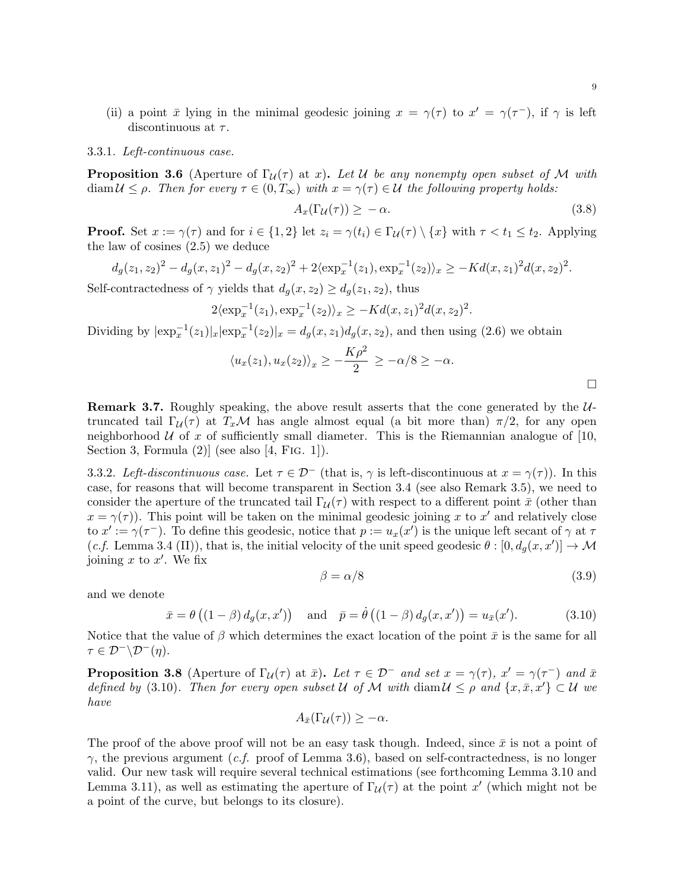(ii) a point $\bar{x}$ lying in the minimal geodesic joining $x = \gamma(\tau)$ to $x' = \gamma(\tau^-)$, if $\gamma$ is left discontinuous at $\tau$.

3.3.1. *Left-continuous case.*

**Proposition 3.6** (Aperture of $\Gamma_{\mathcal{U}}(\tau)$ at $x$)**.** *Let $\mathcal{U}$ be any nonempty open subset of $\mathcal{M}$ with $\operatorname{diam}\mathcal{U} \leq \rho$. Then for every $\tau \in (0, T_\infty)$ with $x = \gamma(\tau) \in \mathcal{U}$ the following property holds:*

$$A_x(\Gamma_{\mathcal{U}}(\tau)) \geq -\alpha. \tag{3.8}$$

**Proof.** Set $x := \gamma(\tau)$ and for $i \in \{1, 2\}$ let $z_i = \gamma(t_i) \in \Gamma_{\mathcal{U}}(\tau) \setminus \{x\}$ with $\tau < t_1 \leq t_2$. Applying the law of cosines (2.5) we deduce

$$d_g(z_1, z_2)^2 - d_g(x, z_1)^2 - d_g(x, z_2)^2 + 2\langle \exp_x^{-1}(z_1), \exp_x^{-1}(z_2)\rangle_x \geq -Kd(x, z_1)^2 d(x, z_2)^2.$$

Self-contractedness of $\gamma$ yields that $d_g(x, z_2) \geq d_g(z_1, z_2)$, thus

$$2\langle \exp_x^{-1}(z_1), \exp_x^{-1}(z_2)\rangle_x \geq -Kd(x, z_1)^2 d(x, z_2)^2.$$

Dividing by $|\exp_x^{-1}(z_1)|_x |\exp_x^{-1}(z_2)|_x = d_g(x, z_1) d_g(x, z_2)$, and then using (2.6) we obtain

$$\langle u_x(z_1), u_x(z_2)\rangle_x \geq -\frac{K\rho^2}{2} \geq -\alpha/8 \geq -\alpha.$$

□

**Remark 3.7.** Roughly speaking, the above result asserts that the cone generated by the $\mathcal{U}$-truncated tail $\Gamma_{\mathcal{U}}(\tau)$ at $T_x\mathcal{M}$ has angle almost equal (a bit more than) $\pi/2$, for any open neighborhood $\mathcal{U}$ of $x$ of sufficiently small diameter. This is the Riemannian analogue of [10, Section 3, Formula (2)] (see also [4, Fig. 1]).

3.3.2. *Left-discontinuous case.* Let $\tau \in \mathcal{D}^-$ (that is, $\gamma$ is left-discontinuous at $x = \gamma(\tau)$). In this case, for reasons that will become transparent in Section 3.4 (see also Remark 3.5), we need to consider the aperture of the truncated tail $\Gamma_{\mathcal{U}}(\tau)$ with respect to a different point $\bar{x}$ (other than $x = \gamma(\tau)$). This point will be taken on the minimal geodesic joining $x$ to $x'$ and relatively close to $x' := \gamma(\tau^-)$. To define this geodesic, notice that $p := u_x(x')$ is the unique left secant of $\gamma$ at $\tau$ (*c.f.* Lemma 3.4 (II)), that is, the initial velocity of the unit speed geodesic $\theta : [0, d_g(x, x')] \to \mathcal{M}$ joining $x$ to $x'$. We fix

$$\beta = \alpha/8 \tag{3.9}$$

and we denote

$$\bar{x} = \theta\left((1 - \beta)\, d_g(x, x')\right) \quad \text{and} \quad \bar{p} = \dot{\theta}\left((1 - \beta)\, d_g(x, x')\right) = u_{\bar{x}}(x'). \tag{3.10}$$

Notice that the value of $\beta$ which determines the exact location of the point $\bar{x}$ is the same for all $\tau \in \mathcal{D}^- \backslash \mathcal{D}^-(\eta)$.

**Proposition 3.8** (Aperture of $\Gamma_{\mathcal{U}}(\tau)$ at $\bar{x}$)**.** *Let $\tau \in \mathcal{D}^-$ and set $x = \gamma(\tau)$, $x' = \gamma(\tau^-)$ and $\bar{x}$ defined by* (3.10)*. Then for every open subset $\mathcal{U}$ of $\mathcal{M}$ with $\operatorname{diam}\mathcal{U} \leq \rho$ and $\{x, \bar{x}, x'\} \subset \mathcal{U}$ we have*

$$A_{\bar{x}}(\Gamma_{\mathcal{U}}(\tau)) \geq -\alpha.$$

The proof of the above proof will not be an easy task though. Indeed, since $\bar{x}$ is not a point of $\gamma$, the previous argument (*c.f.* proof of Lemma 3.6), based on self-contractedness, is no longer valid. Our new task will require several technical estimations (see forthcoming Lemma 3.10 and Lemma 3.11), as well as estimating the aperture of $\Gamma_{\mathcal{U}}(\tau)$ at the point $x'$ (which might not be a point of the curve, but belongs to its closure).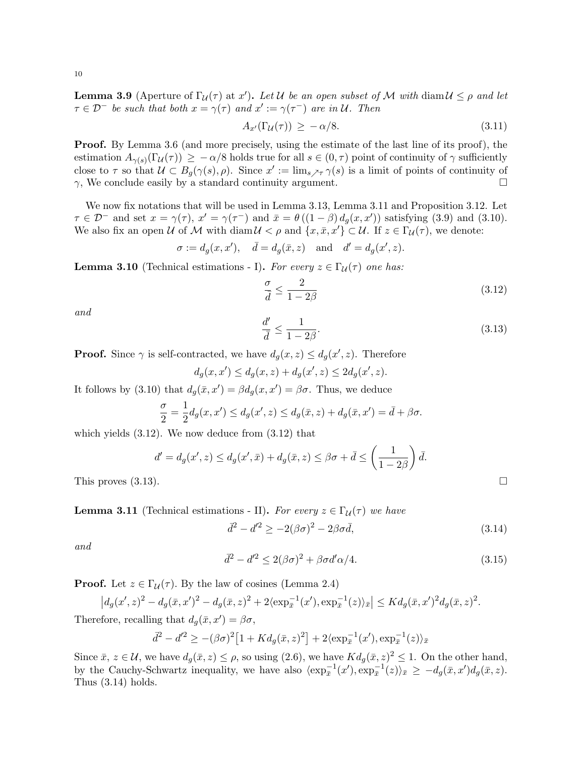**Lemma 3.9** (Aperture of $\Gamma_{\mathcal{U}}(\tau)$ at $x'$)**.** *Let $\mathcal{U}$ be an open subset of $\mathcal{M}$ with $\operatorname{diam}\mathcal{U} \leq \rho$ and let $\tau \in \mathcal{D}^-$ be such that both $x = \gamma(\tau)$ and $x' := \gamma(\tau^-)$ are in $\mathcal{U}$. Then*

$$A_{x'}(\Gamma_{\mathcal{U}}(\tau)) \geq -\alpha/8. \tag{3.11}$$

**Proof.** By Lemma 3.6 (and more precisely, using the estimate of the last line of its proof), the estimation $A_{\gamma(s)}(\Gamma_{\mathcal{U}}(\tau)) \geq -\alpha/8$ holds true for all $s \in (0, \tau)$ point of continuity of $\gamma$ sufficiently close to $\tau$ so that $\mathcal{U} \subset B_g(\gamma(s), \rho)$. Since $x' := \lim_{s \nearrow \tau} \gamma(s)$ is a limit of points of continuity of $\gamma$, We conclude easily by a standard continuity argument. $\square$

We now fix notations that will be used in Lemma 3.13, Lemma 3.11 and Proposition 3.12. Let $\tau \in \mathcal{D}^-$ and set $x = \gamma(\tau)$, $x' = \gamma(\tau^-)$ and $\bar{x} = \theta\left((1-\beta)\, d_g(x, x')\right)$ satisfying (3.9) and (3.10). We also fix an open $\mathcal{U}$ of $\mathcal{M}$ with $\operatorname{diam}\mathcal{U} < \rho$ and $\{x, \bar{x}, x'\} \subset \mathcal{U}$. If $z \in \Gamma_{\mathcal{U}}(\tau)$, we denote:

$$\sigma := d_g(x, x'), \quad \bar{d} = d_g(\bar{x}, z) \quad \text{and} \quad d' = d_g(x', z).$$

**Lemma 3.10** (Technical estimations - I)**.** *For every $z \in \Gamma_{\mathcal{U}}(\tau)$ one has:*

$$\frac{\sigma}{\bar{d}} \leq \frac{2}{1 - 2\beta} \tag{3.12}$$

*and*

$$\frac{d'}{\bar{d}} \leq \frac{1}{1 - 2\beta}. \tag{3.13}$$

**Proof.** Since $\gamma$ is self-contracted, we have $d_g(x, z) \leq d_g(x', z)$. Therefore

$$d_g(x, x') \leq d_g(x, z) + d_g(x', z) \leq 2 d_g(x', z).$$

It follows by (3.10) that $d_g(\bar{x}, x') = \beta d_g(x, x') = \beta\sigma$. Thus, we deduce

$$\frac{\sigma}{2} = \frac{1}{2} d_g(x, x') \leq d_g(x', z) \leq d_g(\bar{x}, z) + d_g(\bar{x}, x') = \bar{d} + \beta\sigma.$$

which yields (3.12). We now deduce from (3.12) that

$$d' = d_g(x', z) \leq d_g(x', \bar{x}) + d_g(\bar{x}, z) \leq \beta\sigma + \bar{d} \leq \left(\frac{1}{1 - 2\beta}\right)\bar{d}.$$

This proves (3.13). $\square$

**Lemma 3.11** (Technical estimations - II)**.** *For every $z \in \Gamma_{\mathcal{U}}(\tau)$ we have*

$$\bar{d}^2 - d'^2 \geq -2(\beta\sigma)^2 - 2\beta\sigma\bar{d}, \tag{3.14}$$

*and*

$$\bar{d}^2 - d'^2 \leq 2(\beta\sigma)^2 + \beta\sigma d'\alpha/4. \tag{3.15}$$

**Proof.** Let $z \in \Gamma_{\mathcal{U}}(\tau)$. By the law of cosines (Lemma 2.4)

$$\left| d_g(x', z)^2 - d_g(\bar{x}, x')^2 - d_g(\bar{x}, z)^2 + 2\langle \exp_{\bar{x}}^{-1}(x'), \exp_{\bar{x}}^{-1}(z)\rangle_{\bar{x}} \right| \leq K d_g(\bar{x}, x')^2 d_g(\bar{x}, z)^2.$$

Therefore, recalling that $d_g(\bar{x}, x') = \beta\sigma$,

$$\bar{d}^2 - d'^2 \geq -(\beta\sigma)^2\left[1 + K d_g(\bar{x}, z)^2\right] + 2\langle \exp_{\bar{x}}^{-1}(x'), \exp_{\bar{x}}^{-1}(z)\rangle_{\bar{x}}$$

Since $\bar{x}$, $z \in \mathcal{U}$, we have $d_g(\bar{x}, z) \leq \rho$, so using (2.6), we have $K d_g(\bar{x}, z)^2 \leq 1$. On the other hand, by the Cauchy-Schwartz inequality, we have also $\langle \exp_{\bar{x}}^{-1}(x'), \exp_{\bar{x}}^{-1}(z)\rangle_{\bar{x}} \geq -d_g(\bar{x}, x') d_g(\bar{x}, z)$. Thus (3.14) holds.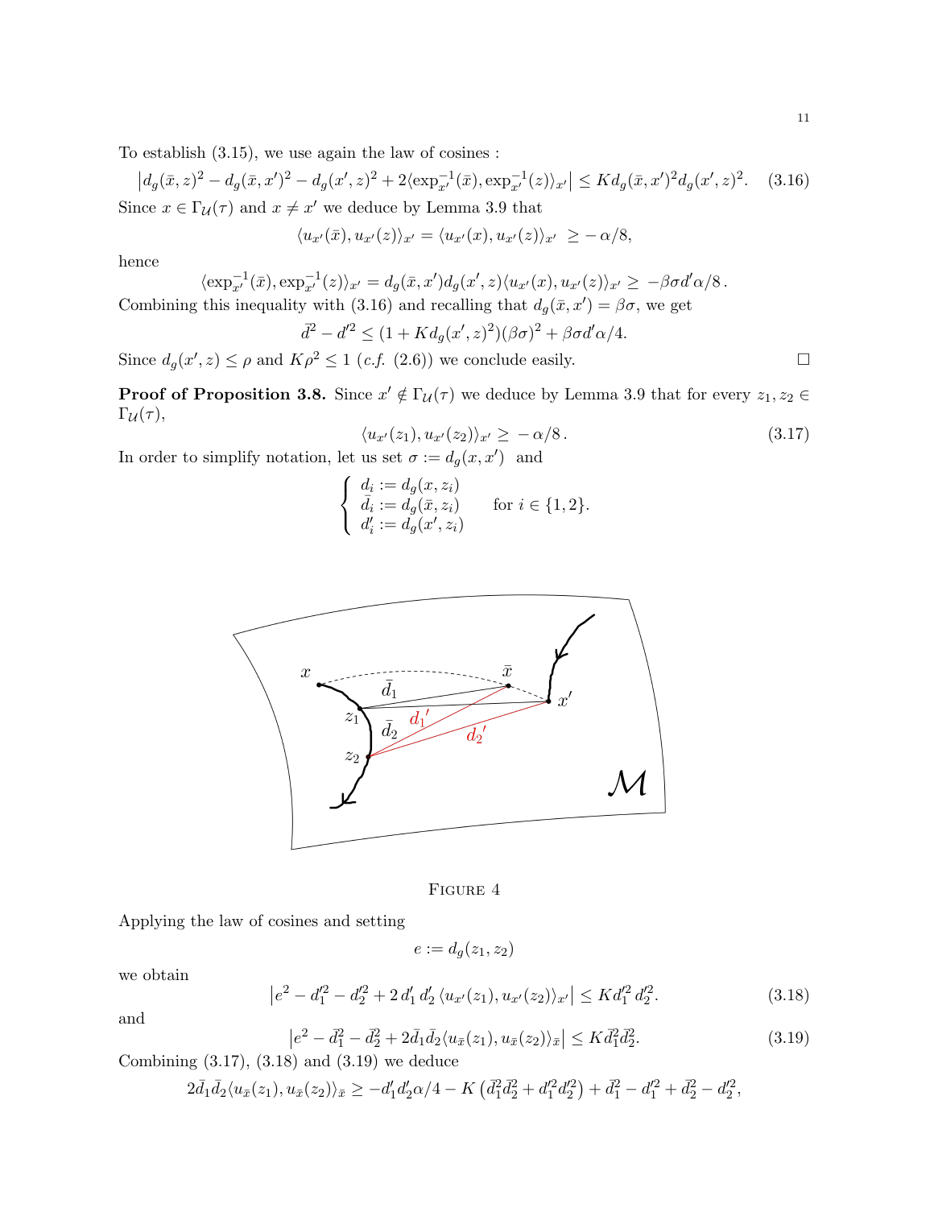To establish (3.15), we use again the law of cosines :

$$\left|d_g(\bar{x},z)^2 - d_g(\bar{x},x')^2 - d_g(x',z)^2 + 2\langle \exp_{x'}^{-1}(\bar{x}), \exp_{x'}^{-1}(z)\rangle_{x'}\right| \le K d_g(\bar{x},x')^2 d_g(x',z)^2. \quad (3.16)$$

Since $x \in \Gamma_{\mathcal{U}}(\tau)$ and $x \neq x'$ we deduce by Lemma 3.9 that

$$\langle u_{x'}(\bar{x}), u_{x'}(z)\rangle_{x'} = \langle u_{x'}(x), u_{x'}(z)\rangle_{x'} \ \ge -\alpha/8,$$

hence

$$\langle \exp_{x'}^{-1}(\bar{x}), \exp_{x'}^{-1}(z)\rangle_{x'} = d_g(\bar{x},x') d_g(x',z) \langle u_{x'}(x), u_{x'}(z)\rangle_{x'} \ge \ -\beta\sigma d'\alpha/8\,.$$

Combining this inequality with (3.16) and recalling that $d_g(\bar{x},x') = \beta\sigma$, we get

$$\bar{d}^2 - d'^2 \le (1 + K d_g(x',z)^2)(\beta\sigma)^2 + \beta\sigma d'\alpha/4.$$

Since $d_g(x',z) \le \rho$ and $K\rho^2 \le 1$ (*c.f.* (2.6)) we conclude easily. □

**Proof of Proposition 3.8.** Since $x' \notin \Gamma_{\mathcal{U}}(\tau)$ we deduce by Lemma 3.9 that for every $z_1, z_2 \in \Gamma_{\mathcal{U}}(\tau)$,

$$\langle u_{x'}(z_1), u_{x'}(z_2)\rangle_{x'} \ge \ -\alpha/8\,. \quad (3.17)$$

In order to simplify notation, let us set $\sigma := d_g(x,x')$ and

$$\begin{cases} d_i := d_g(x,z_i) \\ \bar{d}_i := d_g(\bar{x},z_i) \\ d'_i := d_g(x',z_i) \end{cases} \quad \text{for } i \in \{1,2\}.$$

FIGURE 4

Applying the law of cosines and setting

$$e := d_g(z_1,z_2)$$

we obtain

$$\left|e^2 - d_1'^2 - d_2'^2 + 2\, d_1'\, d_2'\, \langle u_{x'}(z_1), u_{x'}(z_2)\rangle_{x'}\right| \le K d_1'^2\, d_2'^2. \quad (3.18)$$

and

$$\left|e^2 - \bar{d}_1^2 - \bar{d}_2^2 + 2\bar{d}_1\bar{d}_2\langle u_{\bar{x}}(z_1), u_{\bar{x}}(z_2)\rangle_{\bar{x}}\right| \le K\bar{d}_1^2\bar{d}_2^2. \quad (3.19)$$

Combining (3.17), (3.18) and (3.19) we deduce

$$2\bar{d}_1\bar{d}_2\langle u_{\bar{x}}(z_1), u_{\bar{x}}(z_2)\rangle_{\bar{x}} \ge -d_1'd_2'\alpha/4 - K\left(\bar{d}_1^2\bar{d}_2^2 + d_1'^2 d_2'^2\right) + \bar{d}_1^2 - d_1'^2 + \bar{d}_2^2 - d_2'^2,$$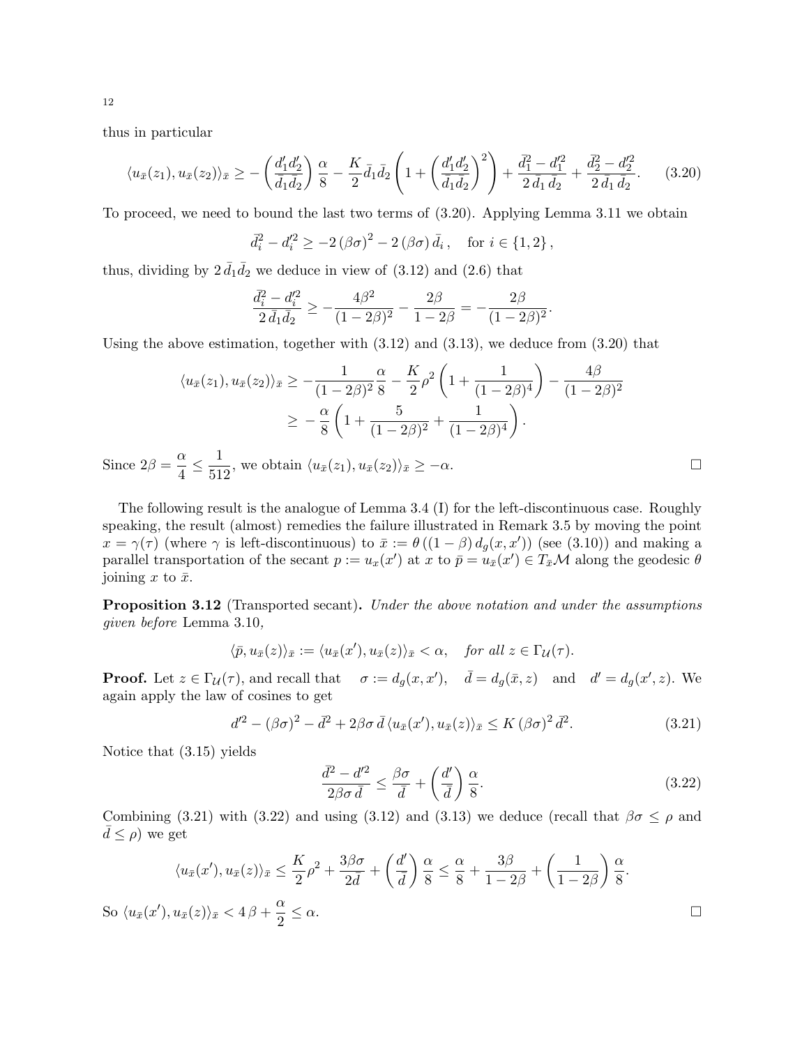thus in particular

$$\langle u_{\bar{x}}(z_1), u_{\bar{x}}(z_2)\rangle_{\bar{x}} \geq -\left(\frac{d'_1 d'_2}{\bar{d}_1 \bar{d}_2}\right)\frac{\alpha}{8} - \frac{K}{2}\bar{d}_1\bar{d}_2\left(1 + \left(\frac{d'_1 d'_2}{\bar{d}_1 \bar{d}_2}\right)^2\right) + \frac{\bar{d}_1^2 - d_1'^2}{2\,\bar{d}_1\,\bar{d}_2} + \frac{\bar{d}_2^2 - d_2'^2}{2\,\bar{d}_1\,\bar{d}_2}. \tag{3.20}$$

To proceed, we need to bound the last two terms of (3.20). Applying Lemma 3.11 we obtain

$$\bar{d}_i^2 - d_i'^2 \geq -2\,(\beta\sigma)^2 - 2\,(\beta\sigma)\,\bar{d}_i\,, \quad \text{for } i \in \{1,2\}\,,$$

thus, dividing by $2\,\bar{d}_1\bar{d}_2$ we deduce in view of (3.12) and (2.6) that

$$\frac{\bar{d}_i^2 - d_i'^2}{2\,\bar{d}_1\bar{d}_2} \geq -\frac{4\beta^2}{(1-2\beta)^2} - \frac{2\beta}{1-2\beta} = -\frac{2\beta}{(1-2\beta)^2}.$$

Using the above estimation, together with (3.12) and (3.13), we deduce from (3.20) that

$$\begin{aligned}\langle u_{\bar{x}}(z_1), u_{\bar{x}}(z_2)\rangle_{\bar{x}} &\geq -\frac{1}{(1-2\beta)^2}\frac{\alpha}{8} - \frac{K}{2}\rho^2\left(1 + \frac{1}{(1-2\beta)^4}\right) - \frac{4\beta}{(1-2\beta)^2}\\ &\geq -\frac{\alpha}{8}\left(1 + \frac{5}{(1-2\beta)^2} + \frac{1}{(1-2\beta)^4}\right).\end{aligned}$$

Since $2\beta = \dfrac{\alpha}{4} \leq \dfrac{1}{512}$, we obtain $\langle u_{\bar{x}}(z_1), u_{\bar{x}}(z_2)\rangle_{\bar{x}} \geq -\alpha$. ◻

The following result is the analogue of Lemma 3.4 (I) for the left-discontinuous case. Roughly speaking, the result (almost) remedies the failure illustrated in Remark 3.5 by moving the point $x = \gamma(\tau)$ (where $\gamma$ is left-discontinuous) to $\bar{x} := \theta\left((1-\beta)\,d_g(x,x')\right)$ (see (3.10)) and making a parallel transportation of the secant $p := u_x(x')$ at $x$ to $\bar{p} = u_{\bar{x}}(x') \in T_{\bar{x}}\mathcal{M}$ along the geodesic $\theta$ joining $x$ to $\bar{x}$.

**Proposition 3.12** (Transported secant)**.** *Under the above notation and under the assumptions given before* Lemma 3.10*,*

$$\langle \bar{p}, u_{\bar{x}}(z)\rangle_{\bar{x}} := \langle u_{\bar{x}}(x'), u_{\bar{x}}(z)\rangle_{\bar{x}} < \alpha, \quad \textit{for all } z \in \Gamma_{\mathcal{U}}(\tau).$$

**Proof.** Let $z \in \Gamma_{\mathcal{U}}(\tau)$, and recall that $\sigma := d_g(x,x')$, $\bar{d} = d_g(\bar{x}, z)$ and $d' = d_g(x', z)$. We again apply the law of cosines to get

$$d'^2 - (\beta\sigma)^2 - \bar{d}^2 + 2\beta\sigma\,\bar{d}\,\langle u_{\bar{x}}(x'), u_{\bar{x}}(z)\rangle_{\bar{x}} \leq K\,(\beta\sigma)^2\,\bar{d}^2. \tag{3.21}$$

Notice that (3.15) yields

$$\frac{\bar{d}^2 - d'^2}{2\beta\sigma\,\bar{d}} \leq \frac{\beta\sigma}{\bar{d}} + \left(\frac{d'}{\bar{d}}\right)\frac{\alpha}{8}. \tag{3.22}$$

Combining (3.21) with (3.22) and using (3.12) and (3.13) we deduce (recall that $\beta\sigma \leq \rho$ and $\bar{d} \leq \rho$) we get

$$\langle u_{\bar{x}}(x'), u_{\bar{x}}(z)\rangle_{\bar{x}} \leq \frac{K}{2}\rho^2 + \frac{3\beta\sigma}{2\bar{d}} + \left(\frac{d'}{\bar{d}}\right)\frac{\alpha}{8} \leq \frac{\alpha}{8} + \frac{3\beta}{1-2\beta} + \left(\frac{1}{1-2\beta}\right)\frac{\alpha}{8}.$$

So $\langle u_{\bar{x}}(x'), u_{\bar{x}}(z)\rangle_{\bar{x}} < 4\,\beta + \dfrac{\alpha}{2} \leq \alpha$. ◻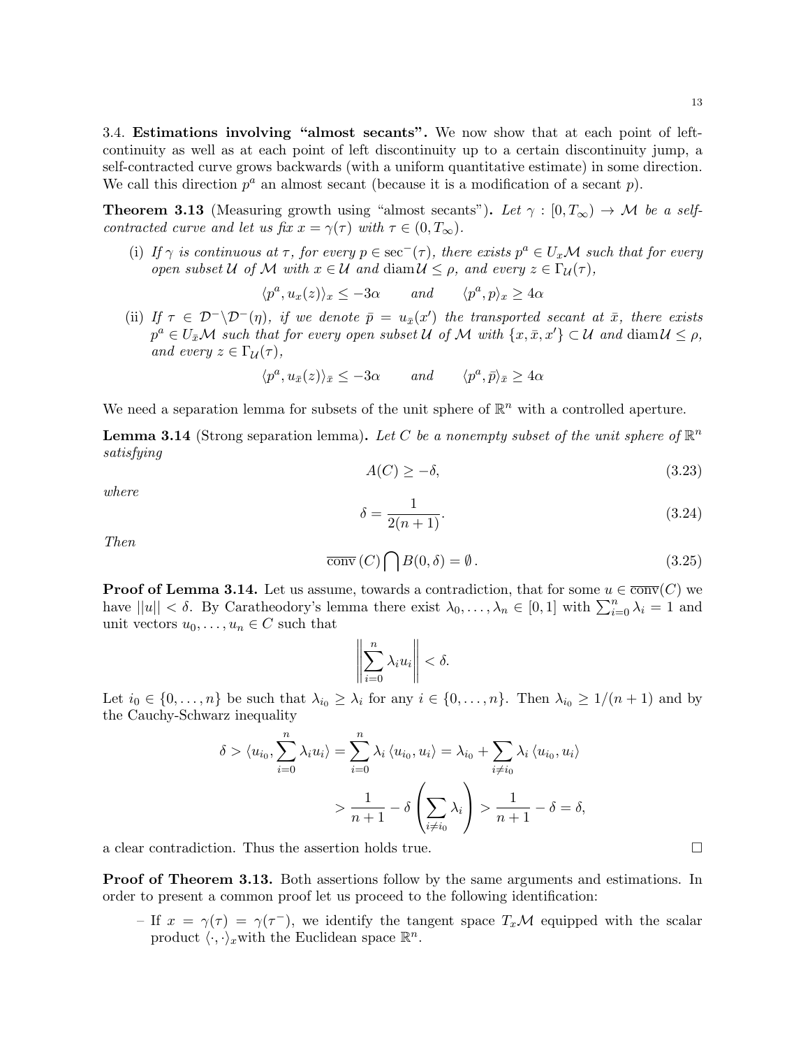### 3.4. **Estimations involving "almost secants".**

We now show that at each point of left-continuity as well as at each point of left discontinuity up to a certain discontinuity jump, a self-contracted curve grows backwards (with a uniform quantitative estimate) in some direction. We call this direction $p^a$ an almost secant (because it is a modification of a secant $p$).

**Theorem 3.13** (Measuring growth using "almost secants")**.** *Let $\gamma : [0, T_\infty) \to \mathcal{M}$ be a self-contracted curve and let us fix $x = \gamma(\tau)$ with $\tau \in (0, T_\infty)$.*

(i) *If $\gamma$ is continuous at $\tau$, for every $p \in \sec^-(\tau)$, there exists $p^a \in U_x\mathcal{M}$ such that for every open subset $\mathcal{U}$ of $\mathcal{M}$ with $x \in \mathcal{U}$ and $\operatorname{diam}\mathcal{U} \leq \rho$, and every $z \in \Gamma_{\mathcal{U}}(\tau)$,*

$$\langle p^a, u_x(z)\rangle_x \leq -3\alpha \qquad \text{and} \qquad \langle p^a, p\rangle_x \geq 4\alpha$$

(ii) *If $\tau \in \mathcal{D}^-\backslash\mathcal{D}^-(\eta)$, if we denote $\bar{p} = u_{\bar{x}}(x')$ the transported secant at $\bar{x}$, there exists $p^a \in U_{\bar{x}}\mathcal{M}$ such that for every open subset $\mathcal{U}$ of $\mathcal{M}$ with $\{x, \bar{x}, x'\} \subset \mathcal{U}$ and $\operatorname{diam}\mathcal{U} \leq \rho$, and every $z \in \Gamma_{\mathcal{U}}(\tau)$,*

$$\langle p^a, u_{\bar{x}}(z)\rangle_{\bar{x}} \leq -3\alpha \qquad \text{and} \qquad \langle p^a, \bar{p}\rangle_{\bar{x}} \geq 4\alpha$$

We need a separation lemma for subsets of the unit sphere of $\mathbb{R}^n$ with a controlled aperture.

**Lemma 3.14** (Strong separation lemma)**.** *Let $C$ be a nonempty subset of the unit sphere of $\mathbb{R}^n$ satisfying*

$$A(C) \geq -\delta, \tag{3.23}$$

*where*

$$\delta = \frac{1}{2(n+1)}. \tag{3.24}$$

*Then*

$$\overline{\operatorname{conv}}\,(C) \bigcap B(0, \delta) = \emptyset\,. \tag{3.25}$$

**Proof of Lemma 3.14.** Let us assume, towards a contradiction, that for some $u \in \overline{\operatorname{conv}}(C)$ we have $||u|| < \delta$. By Caratheodory's lemma there exist $\lambda_0, \ldots, \lambda_n \in [0, 1]$ with $\sum_{i=0}^n \lambda_i = 1$ and unit vectors $u_0, \ldots, u_n \in C$ such that

$$\left\| \sum_{i=0}^n \lambda_i u_i \right\| < \delta.$$

Let $i_0 \in \{0, \ldots, n\}$ be such that $\lambda_{i_0} \geq \lambda_i$ for any $i \in \{0, \ldots, n\}$. Then $\lambda_{i_0} \geq 1/(n+1)$ and by the Cauchy-Schwarz inequality

$$\delta > \langle u_{i_0}, \sum_{i=0}^n \lambda_i u_i\rangle = \sum_{i=0}^n \lambda_i \langle u_{i_0}, u_i\rangle = \lambda_{i_0} + \sum_{i \neq i_0} \lambda_i \langle u_{i_0}, u_i\rangle$$

$$> \frac{1}{n+1} - \delta \left( \sum_{i \neq i_0} \lambda_i \right) > \frac{1}{n+1} - \delta = \delta,$$

a clear contradiction. Thus the assertion holds true. $\square$

**Proof of Theorem 3.13.** Both assertions follow by the same arguments and estimations. In order to present a common proof let us proceed to the following identification:

– If $x = \gamma(\tau) = \gamma(\tau^-)$, we identify the tangent space $T_x\mathcal{M}$ equipped with the scalar product $\langle\cdot, \cdot\rangle_x$with the Euclidean space $\mathbb{R}^n$.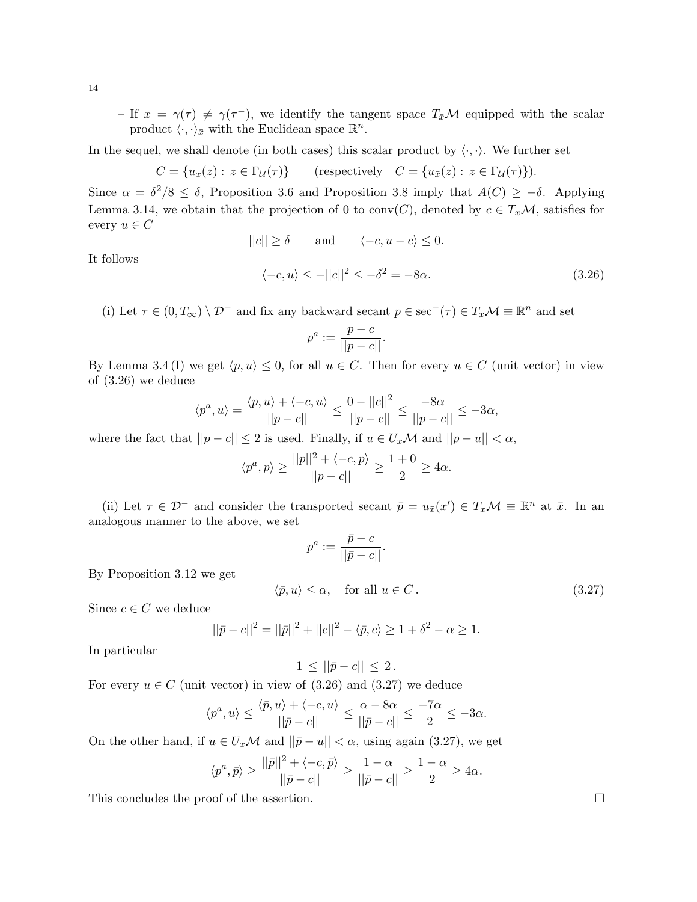– If $x = \gamma(\tau) \neq \gamma(\tau^-)$, we identify the tangent space $T_{\bar{x}}\mathcal{M}$ equipped with the scalar product $\langle \cdot, \cdot \rangle_{\bar{x}}$ with the Euclidean space $\mathbb{R}^n$.

In the sequel, we shall denote (in both cases) this scalar product by $\langle \cdot, \cdot \rangle$. We further set

$$C = \{u_x(z) : z \in \Gamma_{\mathcal{U}}(\tau)\} \qquad (\text{respectively} \quad C = \{u_{\bar{x}}(z) : z \in \Gamma_{\mathcal{U}}(\tau)\}).$$

Since $\alpha = \delta^2/8 \leq \delta$, Proposition 3.6 and Proposition 3.8 imply that $A(C) \geq -\delta$. Applying Lemma 3.14, we obtain that the projection of 0 to $\overline{\text{conv}}(C)$, denoted by $c \in T_x\mathcal{M}$, satisfies for every $u \in C$

$$||c|| \geq \delta \qquad \text{and} \qquad \langle -c, u - c \rangle \leq 0.$$

It follows

$$\langle -c, u \rangle \leq -||c||^2 \leq -\delta^2 = -8\alpha. \tag{3.26}$$

(i) Let $\tau \in (0, T_\infty) \setminus \mathcal{D}^-$ and fix any backward secant $p \in \sec^-(\tau) \in T_x\mathcal{M} \equiv \mathbb{R}^n$ and set

$$p^a := \frac{p - c}{||p - c||}.$$

By Lemma 3.4 (I) we get $\langle p, u \rangle \leq 0$, for all $u \in C$. Then for every $u \in C$ (unit vector) in view of (3.26) we deduce

$$\langle p^a, u \rangle = \frac{\langle p, u \rangle + \langle -c, u \rangle}{||p - c||} \leq \frac{0 - ||c||^2}{||p - c||} \leq \frac{-8\alpha}{||p - c||} \leq -3\alpha,$$

where the fact that $||p - c|| \leq 2$ is used. Finally, if $u \in U_x\mathcal{M}$ and $||p - u|| < \alpha$,

$$\langle p^a, p \rangle \geq \frac{||p||^2 + \langle -c, p \rangle}{||p - c||} \geq \frac{1 + 0}{2} \geq 4\alpha.$$

(ii) Let $\tau \in \mathcal{D}^-$ and consider the transported secant $\bar{p} = u_{\bar{x}}(x') \in T_x\mathcal{M} \equiv \mathbb{R}^n$ at $\bar{x}$. In an analogous manner to the above, we set

$$p^a := \frac{\bar{p} - c}{||\bar{p} - c||}.$$

By Proposition 3.12 we get

$$\langle \bar{p}, u \rangle \leq \alpha, \quad \text{for all } u \in C\,. \tag{3.27}$$

Since $c \in C$ we deduce

$$||\bar{p} - c||^2 = ||\bar{p}||^2 + ||c||^2 - \langle \bar{p}, c \rangle \geq 1 + \delta^2 - \alpha \geq 1.$$

In particular

$$1 \, \leq \, ||\bar{p} - c|| \, \leq \, 2\,.$$

For every $u \in C$ (unit vector) in view of (3.26) and (3.27) we deduce

$$\langle p^a, u \rangle \leq \frac{\langle \bar{p}, u \rangle + \langle -c, u \rangle}{||\bar{p} - c||} \leq \frac{\alpha - 8\alpha}{||\bar{p} - c||} \leq \frac{-7\alpha}{2} \leq -3\alpha.$$

On the other hand, if $u \in U_x\mathcal{M}$ and $||\bar{p} - u|| < \alpha$, using again (3.27), we get

$$\langle p^a, \bar{p} \rangle \geq \frac{||\bar{p}||^2 + \langle -c, \bar{p} \rangle}{||\bar{p} - c||} \geq \frac{1 - \alpha}{||\bar{p} - c||} \geq \frac{1 - \alpha}{2} \geq 4\alpha.$$

This concludes the proof of the assertion. $\square$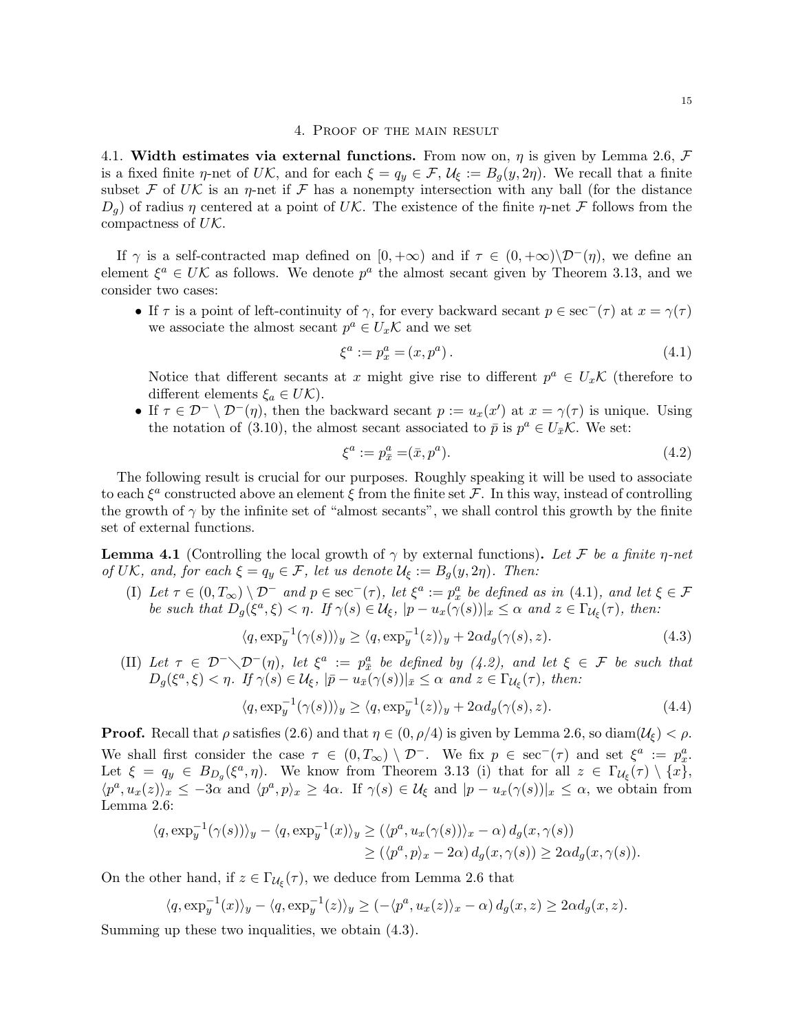## 4. Proof of the main result

**4.1. Width estimates via external functions.** From now on, $\eta$ is given by Lemma 2.6, $\mathcal{F}$ is a fixed finite $\eta$-net of $U\mathcal{K}$, and for each $\xi = q_y \in \mathcal{F}$, $\mathcal{U}_\xi := B_g(y, 2\eta)$. We recall that a finite subset $\mathcal{F}$ of $U\mathcal{K}$ is an $\eta$-net if $\mathcal{F}$ has a nonempty intersection with any ball (for the distance $D_g$) of radius $\eta$ centered at a point of $U\mathcal{K}$. The existence of the finite $\eta$-net $\mathcal{F}$ follows from the compactness of $U\mathcal{K}$.

If $\gamma$ is a self-contracted map defined on $[0, +\infty)$ and if $\tau \in (0, +\infty)\setminus\mathcal{D}^-(\eta)$, we define an element $\xi^a \in U\mathcal{K}$ as follows. We denote $p^a$ the almost secant given by Theorem 3.13, and we consider two cases:

- If $\tau$ is a point of left-continuity of $\gamma$, for every backward secant $p \in \sec^-(\tau)$ at $x = \gamma(\tau)$ we associate the almost secant $p^a \in U_x\mathcal{K}$ and we set
$$\xi^a := p^a_x = (x, p^a)\,. \tag{4.1}$$
Notice that different secants at $x$ might give rise to different $p^a \in U_x\mathcal{K}$ (therefore to different elements $\xi_a \in U\mathcal{K}$).
- If $\tau \in \mathcal{D}^- \setminus \mathcal{D}^-(\eta)$, then the backward secant $p := u_x(x')$ at $x = \gamma(\tau)$ is unique. Using the notation of (3.10), the almost secant associated to $\bar{p}$ is $p^a \in U_{\bar{x}}\mathcal{K}$. We set:
$$\xi^a := p^a_{\bar{x}} = (\bar{x}, p^a). \tag{4.2}$$

The following result is crucial for our purposes. Roughly speaking it will be used to associate to each $\xi^a$ constructed above an element $\xi$ from the finite set $\mathcal{F}$. In this way, instead of controlling the growth of $\gamma$ by the infinite set of "almost secants", we shall control this growth by the finite set of external functions.

**Lemma 4.1** (Controlling the local growth of $\gamma$ by external functions)**.** *Let $\mathcal{F}$ be a finite $\eta$-net of $U\mathcal{K}$, and, for each $\xi = q_y \in \mathcal{F}$, let us denote $\mathcal{U}_\xi := B_g(y, 2\eta)$. Then:*

(I) *Let $\tau \in (0, T_\infty) \setminus \mathcal{D}^-$ and $p \in \sec^-(\tau)$, let $\xi^a := p^a_x$ be defined as in (4.1), and let $\xi \in \mathcal{F}$ be such that $D_g(\xi^a, \xi) < \eta$. If $\gamma(s) \in \mathcal{U}_\xi$, $|p - u_x(\gamma(s))|_x \leq \alpha$ and $z \in \Gamma_{\mathcal{U}_\xi}(\tau)$, then:*
$$\langle q, \exp_y^{-1}(\gamma(s))\rangle_y \geq \langle q, \exp_y^{-1}(z)\rangle_y + 2\alpha d_g(\gamma(s), z). \tag{4.3}$$

(II) *Let $\tau \in \mathcal{D}^-\setminus\mathcal{D}^-(\eta)$, let $\xi^a := p^a_{\bar{x}}$ be defined by (4.2), and let $\xi \in \mathcal{F}$ be such that $D_g(\xi^a, \xi) < \eta$. If $\gamma(s) \in \mathcal{U}_\xi$, $|\bar{p} - u_{\bar{x}}(\gamma(s))|_{\bar{x}} \leq \alpha$ and $z \in \Gamma_{\mathcal{U}_\xi}(\tau)$, then:*
$$\langle q, \exp_y^{-1}(\gamma(s))\rangle_y \geq \langle q, \exp_y^{-1}(z)\rangle_y + 2\alpha d_g(\gamma(s), z). \tag{4.4}$$

**Proof.** Recall that $\rho$ satisfies (2.6) and that $\eta \in (0, \rho/4)$ is given by Lemma 2.6, so $\operatorname{diam}(\mathcal{U}_\xi) < \rho$. We shall first consider the case $\tau \in (0, T_\infty) \setminus \mathcal{D}^-$. We fix $p \in \sec^-(\tau)$ and set $\xi^a := p^a_x$. Let $\xi = q_y \in B_{D_g}(\xi^a, \eta)$. We know from Theorem 3.13 (i) that for all $z \in \Gamma_{\mathcal{U}_\xi}(\tau) \setminus \{x\}$, $\langle p^a, u_x(z)\rangle_x \leq -3\alpha$ and $\langle p^a, p\rangle_x \geq 4\alpha$. If $\gamma(s) \in \mathcal{U}_\xi$ and $|p - u_x(\gamma(s))|_x \leq \alpha$, we obtain from Lemma 2.6:

$$\begin{aligned}\langle q, \exp_y^{-1}(\gamma(s))\rangle_y - \langle q, \exp_y^{-1}(x)\rangle_y &\geq (\langle p^a, u_x(\gamma(s))\rangle_x - \alpha)\, d_g(x, \gamma(s)) \\ &\geq (\langle p^a, p\rangle_x - 2\alpha)\, d_g(x, \gamma(s)) \geq 2\alpha d_g(x, \gamma(s)).\end{aligned}$$

On the other hand, if $z \in \Gamma_{\mathcal{U}_\xi}(\tau)$, we deduce from Lemma 2.6 that

$$\langle q, \exp_y^{-1}(x)\rangle_y - \langle q, \exp_y^{-1}(z)\rangle_y \geq (-\langle p^a, u_x(z)\rangle_x - \alpha)\, d_g(x, z) \geq 2\alpha d_g(x, z).$$

Summing up these two inqualities, we obtain (4.3).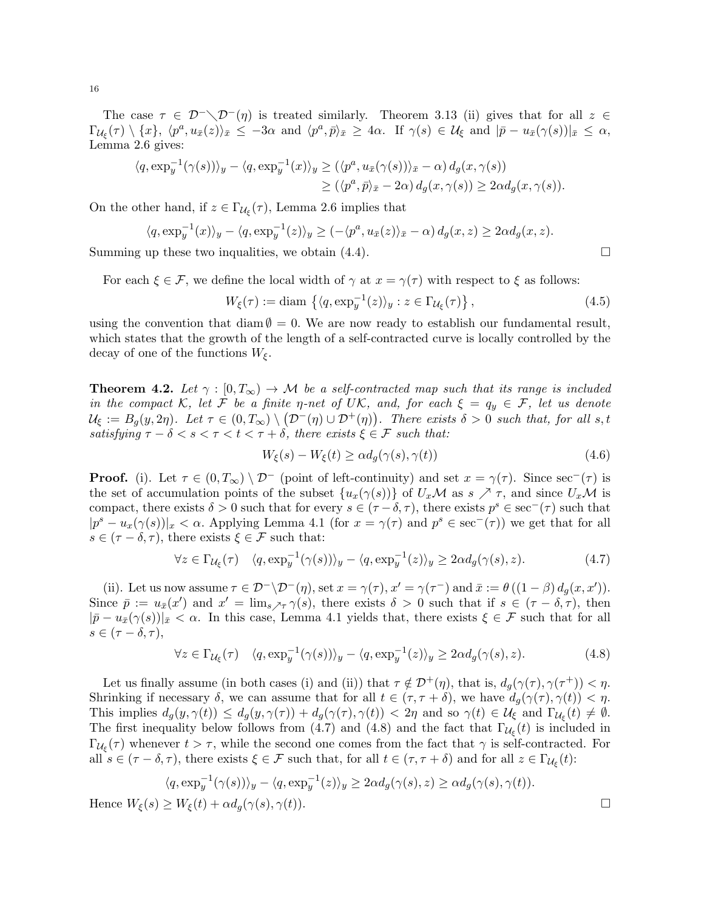The case $\tau \in \mathcal{D}^- \setminus \mathcal{D}^-(\eta)$ is treated similarly. Theorem 3.13 (ii) gives that for all $z \in \Gamma_{\mathcal{U}_\xi}(\tau) \setminus \{x\}$, $\langle p^a, u_{\bar{x}}(z)\rangle_{\bar{x}} \leq -3\alpha$ and $\langle p^a, \bar{p}\rangle_{\bar{x}} \geq 4\alpha$. If $\gamma(s) \in \mathcal{U}_\xi$ and $|\bar{p} - u_{\bar{x}}(\gamma(s))|_{\bar{x}} \leq \alpha$, Lemma 2.6 gives:

$$
\begin{aligned}
\langle q, \exp_y^{-1}(\gamma(s))\rangle_y - \langle q, \exp_y^{-1}(x)\rangle_y &\geq (\langle p^a, u_{\bar{x}}(\gamma(s))\rangle_{\bar{x}} - \alpha)\, d_g(x, \gamma(s)) \\
&\geq (\langle p^a, \bar{p}\rangle_{\bar{x}} - 2\alpha)\, d_g(x, \gamma(s)) \geq 2\alpha d_g(x, \gamma(s)).
\end{aligned}
$$

On the other hand, if $z \in \Gamma_{\mathcal{U}_\xi}(\tau)$, Lemma 2.6 implies that

$$
\langle q, \exp_y^{-1}(x)\rangle_y - \langle q, \exp_y^{-1}(z)\rangle_y \geq (-\langle p^a, u_{\bar{x}}(z)\rangle_{\bar{x}} - \alpha)\, d_g(x, z) \geq 2\alpha d_g(x, z).
$$

Summing up these two inqualities, we obtain (4.4). $\square$

For each $\xi \in \mathcal{F}$, we define the local width of $\gamma$ at $x = \gamma(\tau)$ with respect to $\xi$ as follows:

$$
W_\xi(\tau) := \operatorname{diam} \left\{ \langle q, \exp_y^{-1}(z)\rangle_y : z \in \Gamma_{\mathcal{U}_\xi}(\tau) \right\}, \tag{4.5}
$$

using the convention that $\operatorname{diam} \emptyset = 0$. We are now ready to establish our fundamental result, which states that the growth of the length of a self-contracted curve is locally controlled by the decay of one of the functions $W_\xi$.

**Theorem 4.2.** *Let $\gamma : [0, T_\infty) \to \mathcal{M}$ be a self-contracted map such that its range is included in the compact $\mathcal{K}$, let $\mathcal{F}$ be a finite $\eta$-net of $U\mathcal{K}$, and, for each $\xi = q_y \in \mathcal{F}$, let us denote $\mathcal{U}_\xi := B_g(y, 2\eta)$. Let $\tau \in (0, T_\infty) \setminus (\mathcal{D}^-(\eta) \cup \mathcal{D}^+(\eta))$. There exists $\delta > 0$ such that, for all $s, t$ satisfying $\tau - \delta < s < \tau < t < \tau + \delta$, there exists $\xi \in \mathcal{F}$ such that:*

$$
W_\xi(s) - W_\xi(t) \geq \alpha d_g(\gamma(s), \gamma(t)) \tag{4.6}
$$

**Proof.** (i). Let $\tau \in (0, T_\infty) \setminus \mathcal{D}^-$ (point of left-continuity) and set $x = \gamma(\tau)$. Since $\sec^-(\tau)$ is the set of accumulation points of the subset $\{u_x(\gamma(s))\}$ of $U_x\mathcal{M}$ as $s \nearrow \tau$, and since $U_x\mathcal{M}$ is compact, there exists $\delta > 0$ such that for every $s \in (\tau - \delta, \tau)$, there exists $p^s \in \sec^-(\tau)$ such that $|p^s - u_x(\gamma(s))|_x < \alpha$. Applying Lemma 4.1 (for $x = \gamma(\tau)$ and $p^s \in \sec^-(\tau)$) we get that for all $s \in (\tau - \delta, \tau)$, there exists $\xi \in \mathcal{F}$ such that:

$$
\forall z \in \Gamma_{\mathcal{U}_\xi}(\tau) \quad \langle q, \exp_y^{-1}(\gamma(s))\rangle_y - \langle q, \exp_y^{-1}(z)\rangle_y \geq 2\alpha d_g(\gamma(s), z). \tag{4.7}
$$

(ii). Let us now assume $\tau \in \mathcal{D}^- \setminus \mathcal{D}^-(\eta)$, set $x = \gamma(\tau)$, $x' = \gamma(\tau^-)$ and $\bar{x} := \theta\left((1 - \beta)\, d_g(x, x')\right)$. Since $\bar{p} := u_{\bar{x}}(x')$ and $x' = \lim_{s \nearrow \tau} \gamma(s)$, there exists $\delta > 0$ such that if $s \in (\tau - \delta, \tau)$, then $|\bar{p} - u_{\bar{x}}(\gamma(s))|_{\bar{x}} < \alpha$. In this case, Lemma 4.1 yields that, there exists $\xi \in \mathcal{F}$ such that for all $s \in (\tau - \delta, \tau)$,

$$
\forall z \in \Gamma_{\mathcal{U}_\xi}(\tau) \quad \langle q, \exp_y^{-1}(\gamma(s))\rangle_y - \langle q, \exp_y^{-1}(z)\rangle_y \geq 2\alpha d_g(\gamma(s), z). \tag{4.8}
$$

Let us finally assume (in both cases (i) and (ii)) that $\tau \notin \mathcal{D}^+(\eta)$, that is, $d_g(\gamma(\tau), \gamma(\tau^+)) < \eta$. Shrinking if necessary $\delta$, we can assume that for all $t \in (\tau, \tau + \delta)$, we have $d_g(\gamma(\tau), \gamma(t)) < \eta$. This implies $d_g(y, \gamma(t)) \leq d_g(y, \gamma(\tau)) + d_g(\gamma(\tau), \gamma(t)) < 2\eta$ and so $\gamma(t) \in \mathcal{U}_\xi$ and $\Gamma_{\mathcal{U}_\xi}(t) \neq \emptyset$. The first inequality below follows from (4.7) and (4.8) and the fact that $\Gamma_{\mathcal{U}_\xi}(t)$ is included in $\Gamma_{\mathcal{U}_\xi}(\tau)$ whenever $t > \tau$, while the second one comes from the fact that $\gamma$ is self-contracted. For all $s \in (\tau - \delta, \tau)$, there exists $\xi \in \mathcal{F}$ such that, for all $t \in (\tau, \tau + \delta)$ and for all $z \in \Gamma_{\mathcal{U}_\xi}(t)$:

$$
\langle q, \exp_y^{-1}(\gamma(s))\rangle_y - \langle q, \exp_y^{-1}(z)\rangle_y \geq 2\alpha d_g(\gamma(s), z) \geq \alpha d_g(\gamma(s), \gamma(t)).
$$

Hence $W_\xi(s) \geq W_\xi(t) + \alpha d_g(\gamma(s), \gamma(t))$. $\square$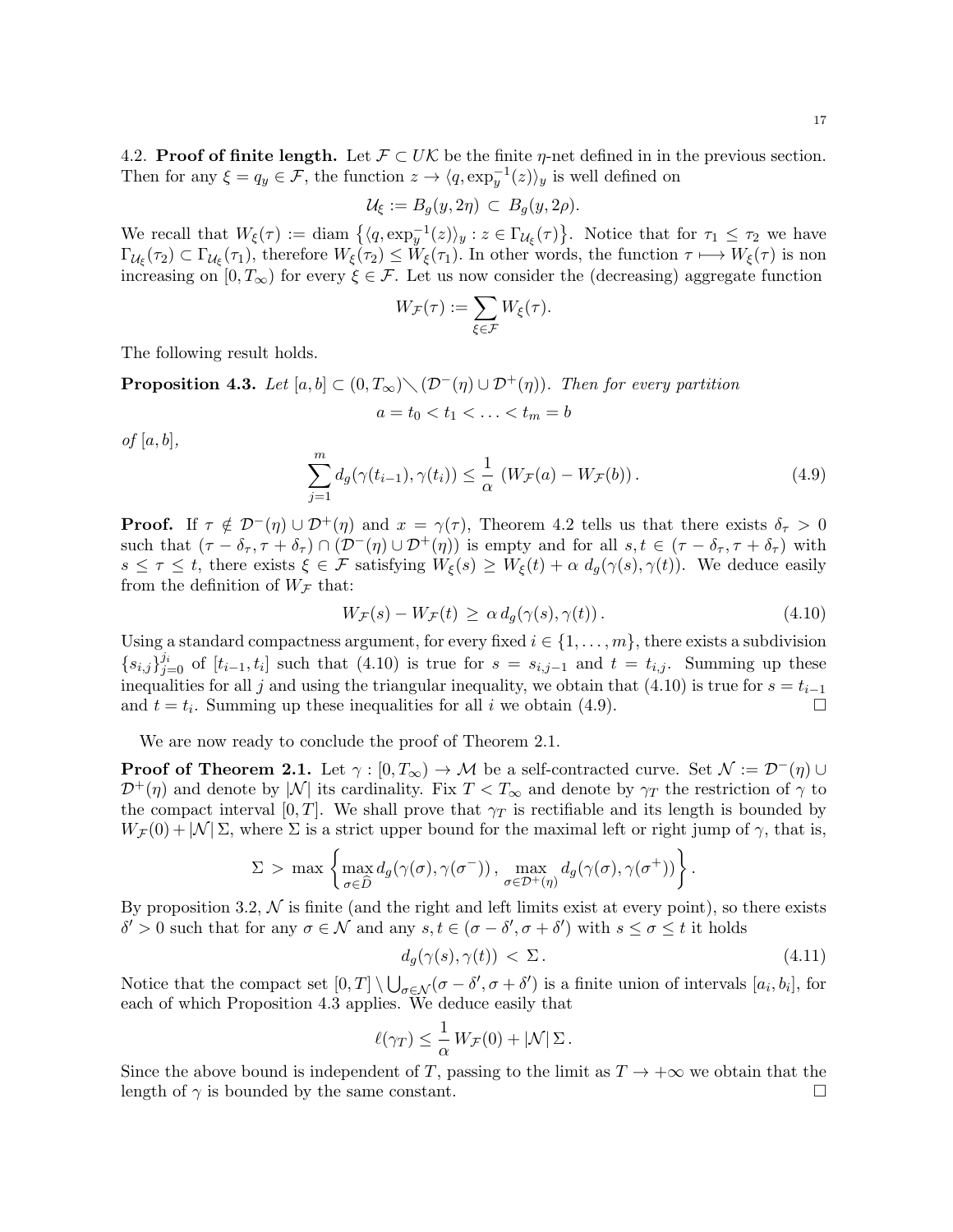4.2. **Proof of finite length.** Let $\mathcal{F} \subset U\mathcal{K}$ be the finite $\eta$-net defined in in the previous section. Then for any $\xi = q_y \in \mathcal{F}$, the function $z \to \langle q, \exp_y^{-1}(z)\rangle_y$ is well defined on

$$\mathcal{U}_\xi := B_g(y, 2\eta) \subset B_g(y, 2\rho).$$

We recall that $W_\xi(\tau) := \text{diam}\,\{\langle q, \exp_y^{-1}(z)\rangle_y : z \in \Gamma_{\mathcal{U}_\xi}(\tau)\}$. Notice that for $\tau_1 \leq \tau_2$ we have $\Gamma_{\mathcal{U}_\xi}(\tau_2) \subset \Gamma_{\mathcal{U}_\xi}(\tau_1)$, therefore $W_\xi(\tau_2) \leq W_\xi(\tau_1)$. In other words, the function $\tau \longmapsto W_\xi(\tau)$ is non increasing on $[0, T_\infty)$ for every $\xi \in \mathcal{F}$. Let us now consider the (decreasing) aggregate function

$$W_{\mathcal{F}}(\tau) := \sum_{\xi \in \mathcal{F}} W_\xi(\tau).$$

The following result holds.

**Proposition 4.3.** *Let $[a, b] \subset (0, T_\infty) \setminus (\mathcal{D}^-(\eta) \cup \mathcal{D}^+(\eta))$. Then for every partition*

$$a = t_0 < t_1 < \ldots < t_m = b$$

*of $[a, b]$,*

$$\sum_{j=1}^{m} d_g(\gamma(t_{i-1}), \gamma(t_i)) \leq \frac{1}{\alpha}\,\left(W_{\mathcal{F}}(a) - W_{\mathcal{F}}(b)\right). \tag{4.9}$$

**Proof.** If $\tau \notin \mathcal{D}^-(\eta) \cup \mathcal{D}^+(\eta)$ and $x = \gamma(\tau)$, Theorem 4.2 tells us that there exists $\delta_\tau > 0$ such that $(\tau - \delta_\tau, \tau + \delta_\tau) \cap (\mathcal{D}^-(\eta) \cup \mathcal{D}^+(\eta))$ is empty and for all $s, t \in (\tau - \delta_\tau, \tau + \delta_\tau)$ with $s \leq \tau \leq t$, there exists $\xi \in \mathcal{F}$ satisfying $W_\xi(s) \geq W_\xi(t) + \alpha\, d_g(\gamma(s), \gamma(t))$. We deduce easily from the definition of $W_{\mathcal{F}}$ that:

$$W_{\mathcal{F}}(s) - W_{\mathcal{F}}(t) \,\geq\, \alpha\, d_g(\gamma(s), \gamma(t))\,. \tag{4.10}$$

Using a standard compactness argument, for every fixed $i \in \{1, \ldots, m\}$, there exists a subdivision $\{s_{i,j}\}_{j=0}^{j_i}$ of $[t_{i-1}, t_i]$ such that (4.10) is true for $s = s_{i,j-1}$ and $t = t_{i,j}$. Summing up these inequalities for all $j$ and using the triangular inequality, we obtain that (4.10) is true for $s = t_{i-1}$ and $t = t_i$. Summing up these inequalities for all $i$ we obtain (4.9). $\square$

We are now ready to conclude the proof of Theorem 2.1.

**Proof of Theorem 2.1.** Let $\gamma : [0, T_\infty) \to \mathcal{M}$ be a self-contracted curve. Set $\mathcal{N} := \mathcal{D}^-(\eta) \cup \mathcal{D}^+(\eta)$ and denote by $|\mathcal{N}|$ its cardinality. Fix $T < T_\infty$ and denote by $\gamma_T$ the restriction of $\gamma$ to the compact interval $[0, T]$. We shall prove that $\gamma_T$ is rectifiable and its length is bounded by $W_{\mathcal{F}}(0) + |\mathcal{N}|\,\Sigma$, where $\Sigma$ is a strict upper bound for the maximal left or right jump of $\gamma$, that is,

$$\Sigma \,>\, \max\left\{\max_{\sigma \in \widehat{D}} d_g(\gamma(\sigma), \gamma(\sigma^-))\,,\, \max_{\sigma \in \mathcal{D}^+(\eta)} d_g(\gamma(\sigma), \gamma(\sigma^+))\right\}.$$

By proposition 3.2, $\mathcal{N}$ is finite (and the right and left limits exist at every point), so there exists $\delta' > 0$ such that for any $\sigma \in \mathcal{N}$ and any $s, t \in (\sigma - \delta', \sigma + \delta')$ with $s \leq \sigma \leq t$ it holds

$$d_g(\gamma(s), \gamma(t)) \,<\, \Sigma\,. \tag{4.11}$$

Notice that the compact set $[0, T] \setminus \bigcup_{\sigma \in \mathcal{N}} (\sigma - \delta', \sigma + \delta')$ is a finite union of intervals $[a_i, b_i]$, for each of which Proposition 4.3 applies. We deduce easily that

$$\ell(\gamma_T) \leq \frac{1}{\alpha}\, W_{\mathcal{F}}(0) + |\mathcal{N}|\,\Sigma\,.$$

Since the above bound is independent of $T$, passing to the limit as $T \to +\infty$ we obtain that the length of $\gamma$ is bounded by the same constant. $\square$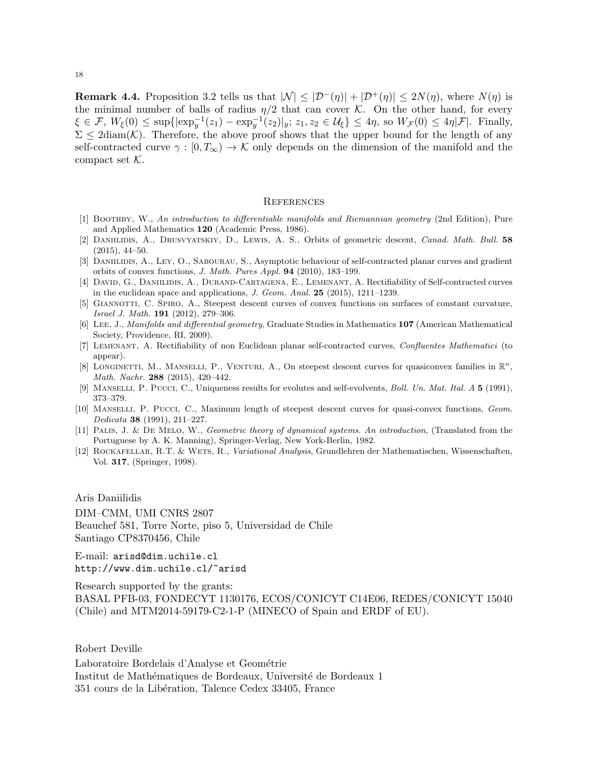**Remark 4.4.** Proposition 3.2 tells us that $|\mathcal{N}| \le |\mathcal{D}^-(\eta)| + |\mathcal{D}^+(\eta)| \le 2N(\eta)$, where $N(\eta)$ is the minimal number of balls of radius $\eta/2$ that can cover $\mathcal{K}$. On the other hand, for every $\xi \in \mathcal{F}$, $W_\xi(0) \le \sup\{|\exp_y^{-1}(z_1) - \exp_y^{-1}(z_2)|_y;\, z_1, z_2 \in \mathcal{U}_\xi\} \le 4\eta$, so $W_{\mathcal{F}}(0) \le 4\eta|\mathcal{F}|$. Finally, $\Sigma \le 2\mathrm{diam}(\mathcal{K})$. Therefore, the above proof shows that the upper bound for the length of any self-contracted curve $\gamma : [0, T_\infty) \to \mathcal{K}$ only depends on the dimension of the manifold and the compact set $\mathcal{K}$.

## References

[1] Boothby, W., *An introduction to differentiable manifolds and Riemannian geometry* (2nd Edition), Pure and Applied Mathematics **120** (Academic Press, 1986).

[2] Daniilidis, A., Drusvyatskiy, D., Lewis, A. S., Orbits of geometric descent, *Canad. Math. Bull.* **58** (2015), 44–50.

[3] Daniilidis, A., Ley, O., Sabourau, S., Asymptotic behaviour of self-contracted planar curves and gradient orbits of convex functions, *J. Math. Pures Appl.* **94** (2010), 183–199.

[4] David, G., Daniilidis, A., Durand-Cartagena, E., Lemenant, A. Rectifiability of Self-contracted curves in the euclidean space and applications, *J. Geom. Anal.* **25** (2015), 1211–1239.

[5] Giannotti, C. Spiro, A., Steepest descent curves of convex functions on surfaces of constant curvature, *Israel J. Math.* **191** (2012), 279–306.

[6] Lee, J., *Manifolds and differential geometry*, Graduate Studies in Mathematics **107** (American Mathematical Society, Providence, RI, 2009).

[7] Lemenant, A. Rectifiability of non Euclidean planar self-contracted curves, *Confluentes Mathematici* (to appear).

[8] Longinetti, M., Manselli, P., Venturi, A., On steepest descent curves for quasiconvex families in $\mathbb{R}^n$, *Math. Nachr.* **288** (2015), 420–442.

[9] Manselli, P. Pucci, C., Uniqueness results for evolutes and self-evolvents, *Boll. Un. Mat. Ital. A* **5** (1991), 373–379.

[10] Manselli, P. Pucci, C., Maximum length of steepest descent curves for quasi-convex functions, *Geom. Dedicata* **38** (1991), 211–227.

[11] Palis, J. & De Melo, W., *Geometric theory of dynamical systems. An introduction,* (Translated from the Portuguese by A. K. Manning), Springer-Verlag, New York-Berlin, 1982.

[12] Rockafellar, R.T. & Wets, R., *Variational Analysis*, Grundlehren der Mathematischen, Wissenschaften, Vol. **317**, (Springer, 1998).

Aris Daniilidis

DIM–CMM, UMI CNRS 2807
Beauchef 581, Torre Norte, piso 5, Universidad de Chile
Santiago CP8370456, Chile

E-mail: arisd@dim.uchile.cl
http://www.dim.uchile.cl/~arisd

Research supported by the grants:
BASAL PFB-03, FONDECYT 1130176, ECOS/CONICYT C14E06, REDES/CONICYT 15040 (Chile) and MTM2014-59179-C2-1-P (MINECO of Spain and ERDF of EU).

Robert Deville

Laboratoire Bordelais d'Analyse et Geométrie
Institut de Mathématiques de Bordeaux, Université de Bordeaux 1
351 cours de la Libération, Talence Cedex 33405, France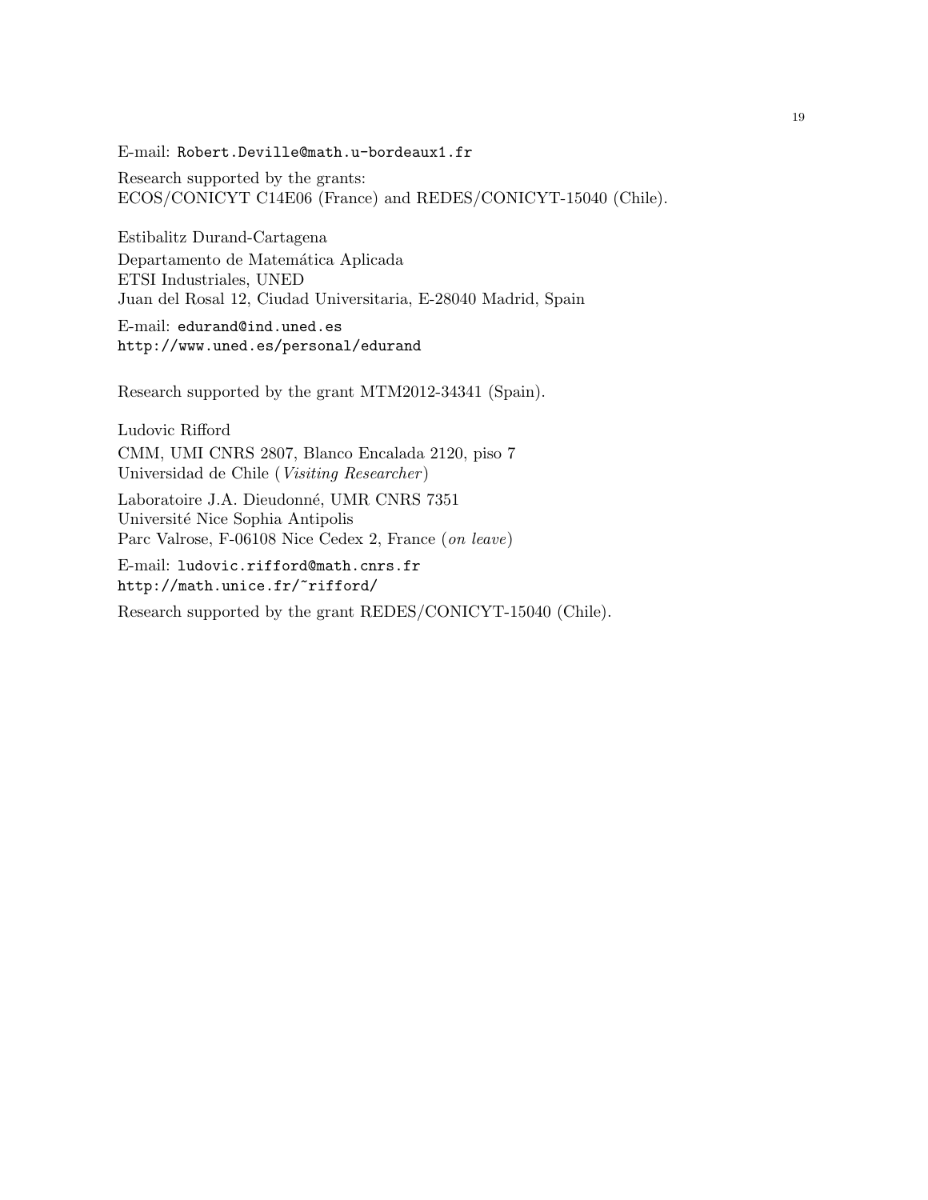E-mail: Robert.Deville@math.u-bordeaux1.fr

Research supported by the grants:
ECOS/CONICYT C14E06 (France) and REDES/CONICYT-15040 (Chile).

Estibalitz Durand-Cartagena
Departamento de Matemática Aplicada
ETSI Industriales, UNED
Juan del Rosal 12, Ciudad Universitaria, E-28040 Madrid, Spain

E-mail: edurand@ind.uned.es
http://www.uned.es/personal/edurand

Research supported by the grant MTM2012-34341 (Spain).

Ludovic Rifford
CMM, UMI CNRS 2807, Blanco Encalada 2120, piso 7
Universidad de Chile (*Visiting Researcher*)

Laboratoire J.A. Dieudonné, UMR CNRS 7351
Université Nice Sophia Antipolis
Parc Valrose, F-06108 Nice Cedex 2, France (*on leave*)

E-mail: ludovic.rifford@math.cnrs.fr
http://math.unice.fr/~rifford/

Research supported by the grant REDES/CONICYT-15040 (Chile).